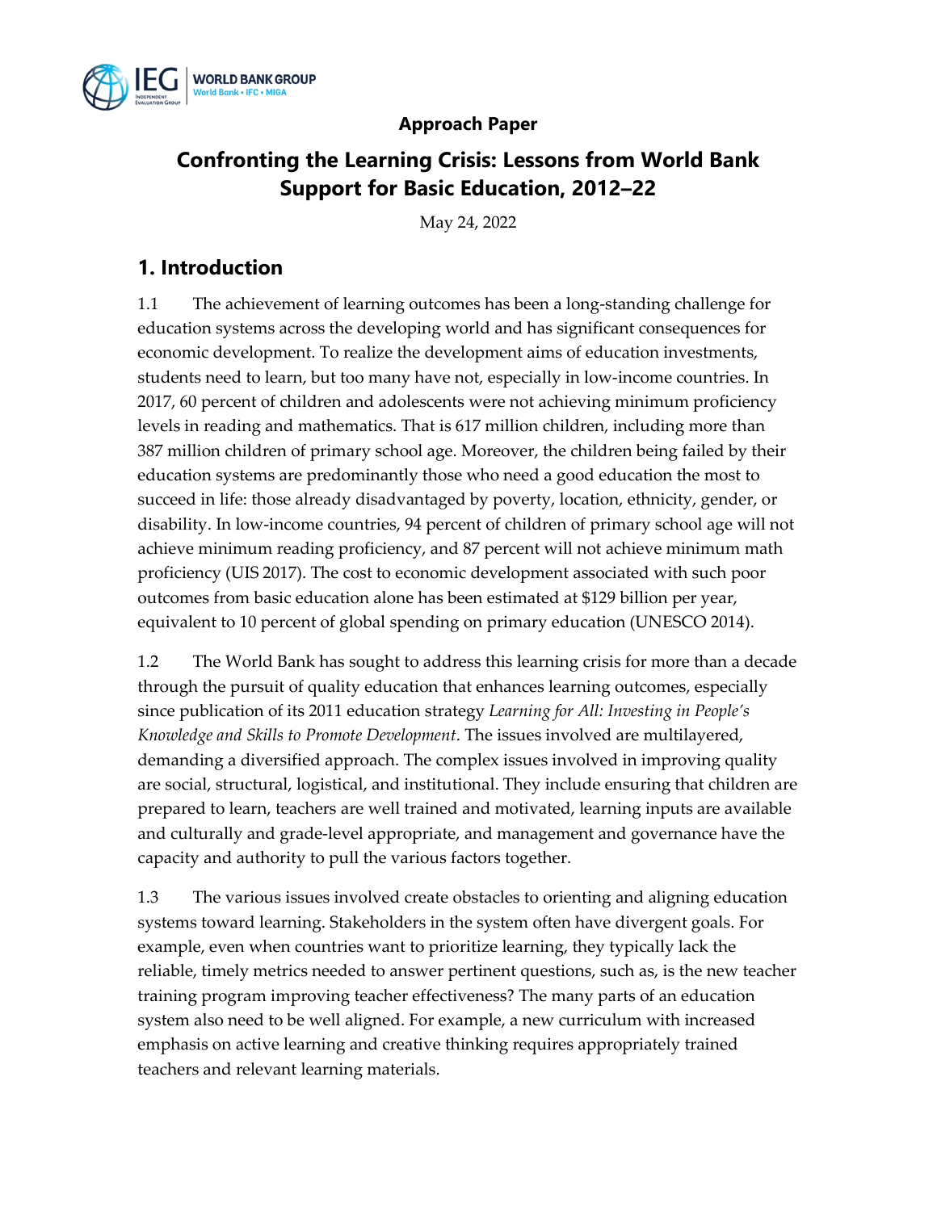**Approach Paper**

# Confronting the Learning Crisis: Lessons from World Bank Support for Basic Education, 2012–22

May 24, 2022

## 1. Introduction

1.1 The achievement of learning outcomes has been a long-standing challenge for education systems across the developing world and has significant consequences for economic development. To realize the development aims of education investments, students need to learn, but too many have not, especially in low-income countries. In 2017, 60 percent of children and adolescents were not achieving minimum proficiency levels in reading and mathematics. That is 617 million children, including more than 387 million children of primary school age. Moreover, the children being failed by their education systems are predominantly those who need a good education the most to succeed in life: those already disadvantaged by poverty, location, ethnicity, gender, or disability. In low-income countries, 94 percent of children of primary school age will not achieve minimum reading proficiency, and 87 percent will not achieve minimum math proficiency (UIS 2017). The cost to economic development associated with such poor outcomes from basic education alone has been estimated at $129 billion per year, equivalent to 10 percent of global spending on primary education (UNESCO 2014).

1.2 The World Bank has sought to address this learning crisis for more than a decade through the pursuit of quality education that enhances learning outcomes, especially since publication of its 2011 education strategy *Learning for All: Investing in People's Knowledge and Skills to Promote Development*. The issues involved are multilayered, demanding a diversified approach. The complex issues involved in improving quality are social, structural, logistical, and institutional. They include ensuring that children are prepared to learn, teachers are well trained and motivated, learning inputs are available and culturally and grade-level appropriate, and management and governance have the capacity and authority to pull the various factors together.

1.3 The various issues involved create obstacles to orienting and aligning education systems toward learning. Stakeholders in the system often have divergent goals. For example, even when countries want to prioritize learning, they typically lack the reliable, timely metrics needed to answer pertinent questions, such as, is the new teacher training program improving teacher effectiveness? The many parts of an education system also need to be well aligned. For example, a new curriculum with increased emphasis on active learning and creative thinking requires appropriately trained teachers and relevant learning materials.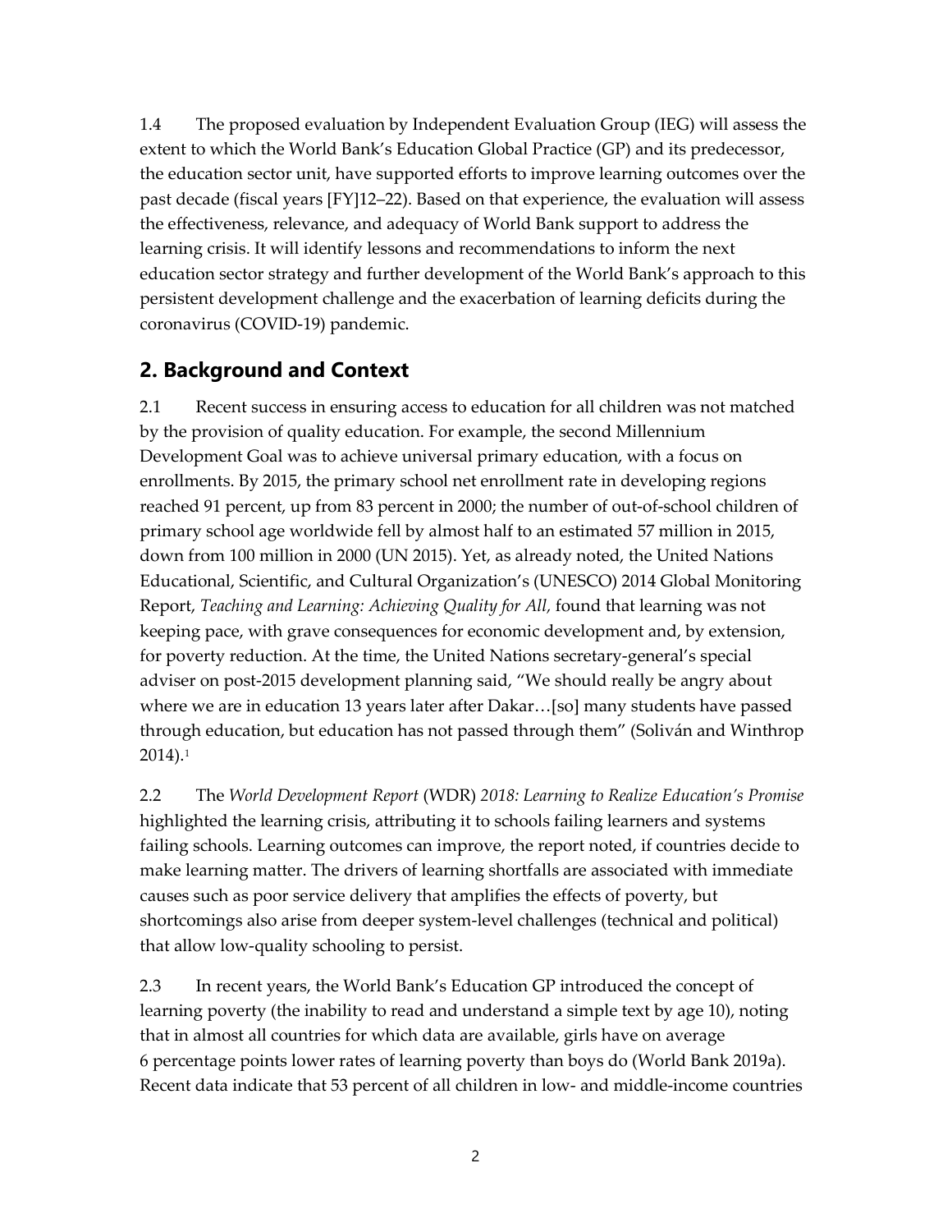1.4 The proposed evaluation by Independent Evaluation Group (IEG) will assess the extent to which the World Bank's Education Global Practice (GP) and its predecessor, the education sector unit, have supported efforts to improve learning outcomes over the past decade (fiscal years [FY]12–22). Based on that experience, the evaluation will assess the effectiveness, relevance, and adequacy of World Bank support to address the learning crisis. It will identify lessons and recommendations to inform the next education sector strategy and further development of the World Bank's approach to this persistent development challenge and the exacerbation of learning deficits during the coronavirus (COVID-19) pandemic.

## 2. Background and Context

2.1 Recent success in ensuring access to education for all children was not matched by the provision of quality education. For example, the second Millennium Development Goal was to achieve universal primary education, with a focus on enrollments. By 2015, the primary school net enrollment rate in developing regions reached 91 percent, up from 83 percent in 2000; the number of out-of-school children of primary school age worldwide fell by almost half to an estimated 57 million in 2015, down from 100 million in 2000 (UN 2015). Yet, as already noted, the United Nations Educational, Scientific, and Cultural Organization's (UNESCO) 2014 Global Monitoring Report, *Teaching and Learning: Achieving Quality for All,* found that learning was not keeping pace, with grave consequences for economic development and, by extension, for poverty reduction. At the time, the United Nations secretary-general's special adviser on post-2015 development planning said, "We should really be angry about where we are in education 13 years later after Dakar…[so] many students have passed through education, but education has not passed through them" (Soliván and Winthrop 2014).[1]

2.2 The *World Development Report* (WDR) *2018: Learning to Realize Education's Promise* highlighted the learning crisis, attributing it to schools failing learners and systems failing schools. Learning outcomes can improve, the report noted, if countries decide to make learning matter. The drivers of learning shortfalls are associated with immediate causes such as poor service delivery that amplifies the effects of poverty, but shortcomings also arise from deeper system-level challenges (technical and political) that allow low-quality schooling to persist.

2.3 In recent years, the World Bank's Education GP introduced the concept of learning poverty (the inability to read and understand a simple text by age 10), noting that in almost all countries for which data are available, girls have on average 6 percentage points lower rates of learning poverty than boys do (World Bank 2019a). Recent data indicate that 53 percent of all children in low- and middle-income countries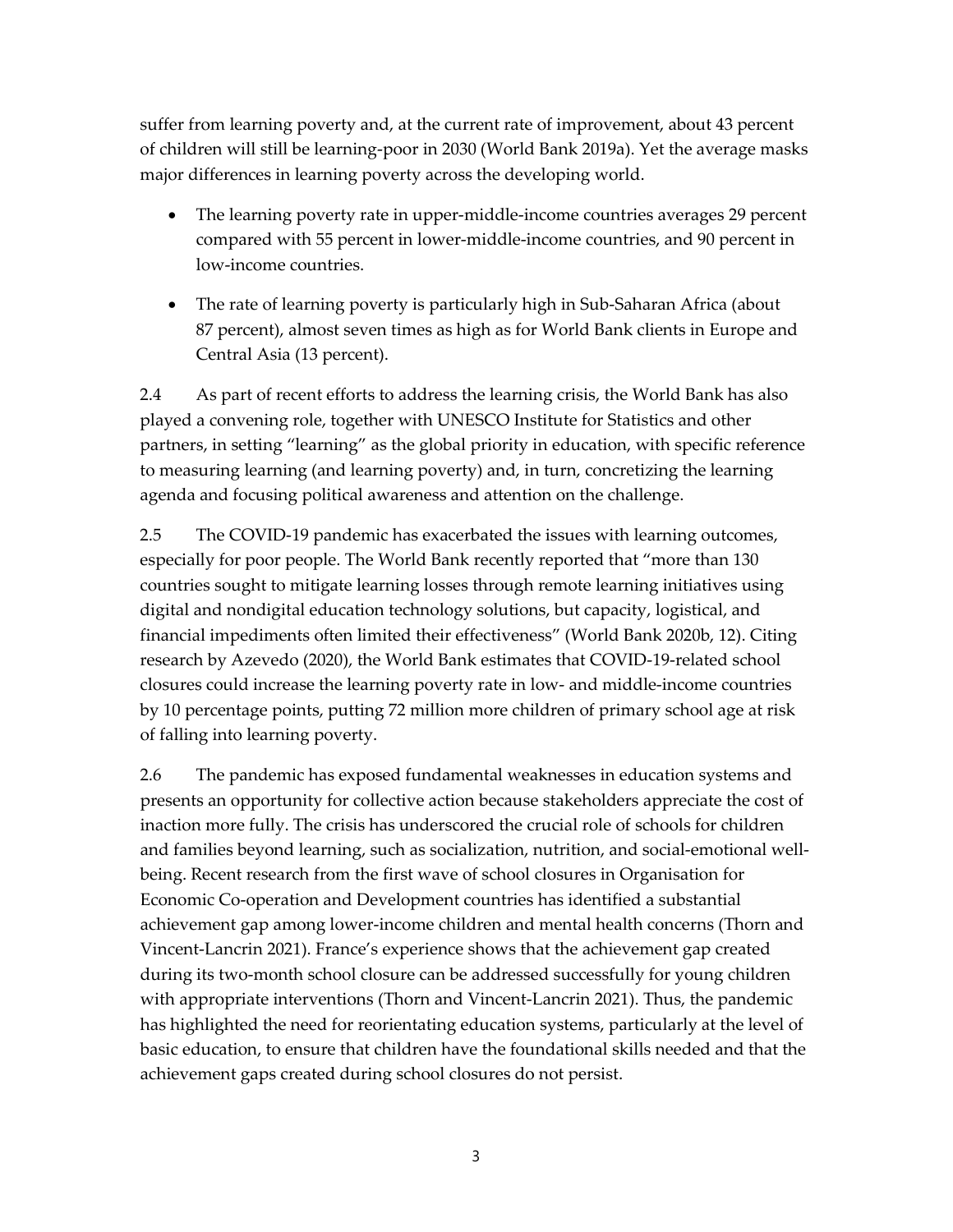suffer from learning poverty and, at the current rate of improvement, about 43 percent of children will still be learning-poor in 2030 (World Bank 2019a). Yet the average masks major differences in learning poverty across the developing world.

- The learning poverty rate in upper-middle-income countries averages 29 percent compared with 55 percent in lower-middle-income countries, and 90 percent in low-income countries.
- The rate of learning poverty is particularly high in Sub-Saharan Africa (about 87 percent), almost seven times as high as for World Bank clients in Europe and Central Asia (13 percent).

2.4 As part of recent efforts to address the learning crisis, the World Bank has also played a convening role, together with UNESCO Institute for Statistics and other partners, in setting "learning" as the global priority in education, with specific reference to measuring learning (and learning poverty) and, in turn, concretizing the learning agenda and focusing political awareness and attention on the challenge.

2.5 The COVID-19 pandemic has exacerbated the issues with learning outcomes, especially for poor people. The World Bank recently reported that "more than 130 countries sought to mitigate learning losses through remote learning initiatives using digital and nondigital education technology solutions, but capacity, logistical, and financial impediments often limited their effectiveness" (World Bank 2020b, 12). Citing research by Azevedo (2020), the World Bank estimates that COVID-19-related school closures could increase the learning poverty rate in low- and middle-income countries by 10 percentage points, putting 72 million more children of primary school age at risk of falling into learning poverty.

2.6 The pandemic has exposed fundamental weaknesses in education systems and presents an opportunity for collective action because stakeholders appreciate the cost of inaction more fully. The crisis has underscored the crucial role of schools for children and families beyond learning, such as socialization, nutrition, and social-emotional well-being. Recent research from the first wave of school closures in Organisation for Economic Co-operation and Development countries has identified a substantial achievement gap among lower-income children and mental health concerns (Thorn and Vincent-Lancrin 2021). France's experience shows that the achievement gap created during its two-month school closure can be addressed successfully for young children with appropriate interventions (Thorn and Vincent-Lancrin 2021). Thus, the pandemic has highlighted the need for reorientating education systems, particularly at the level of basic education, to ensure that children have the foundational skills needed and that the achievement gaps created during school closures do not persist.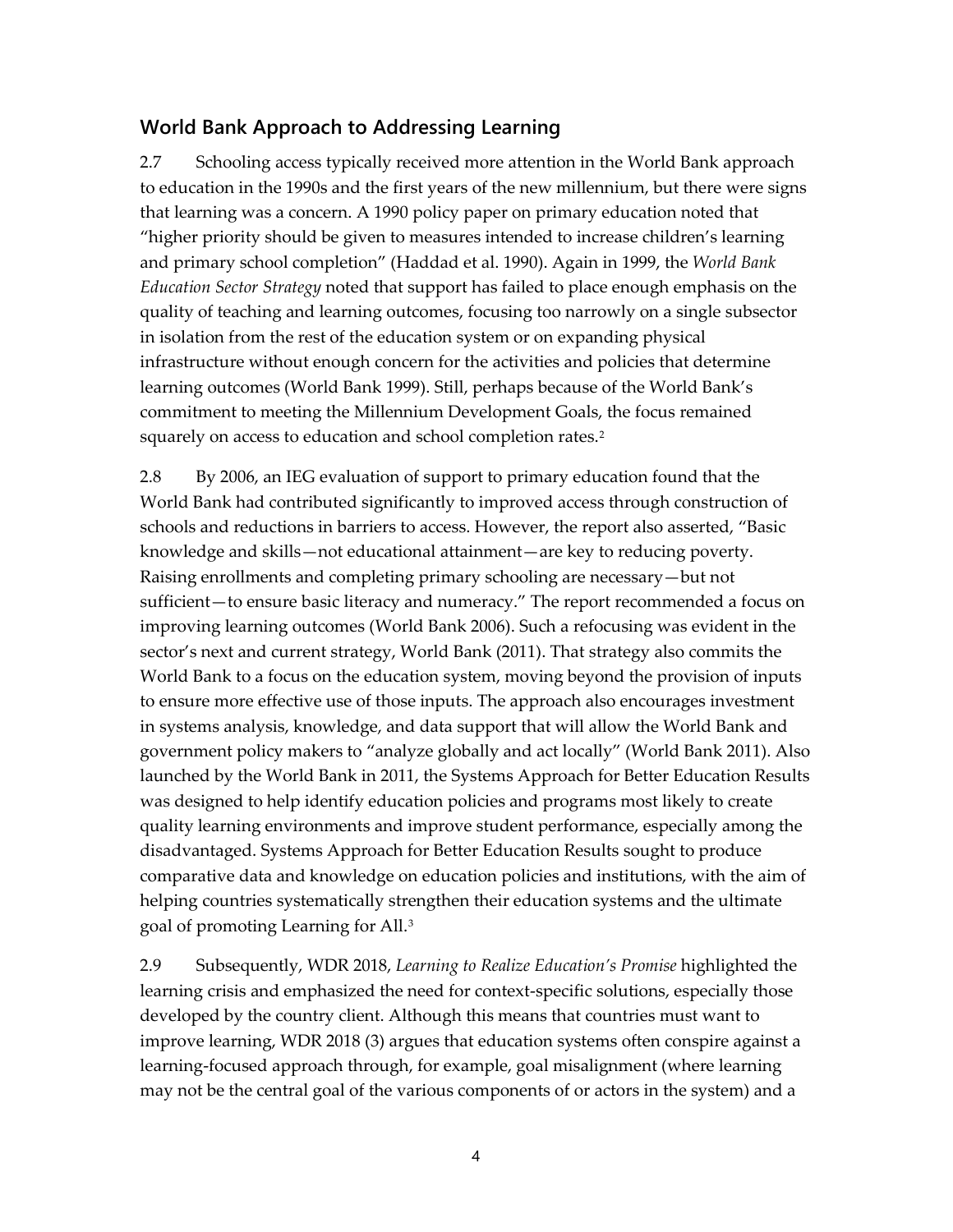## World Bank Approach to Addressing Learning

2.7 Schooling access typically received more attention in the World Bank approach to education in the 1990s and the first years of the new millennium, but there were signs that learning was a concern. A 1990 policy paper on primary education noted that "higher priority should be given to measures intended to increase children's learning and primary school completion" (Haddad et al. 1990). Again in 1999, the *World Bank Education Sector Strategy* noted that support has failed to place enough emphasis on the quality of teaching and learning outcomes, focusing too narrowly on a single subsector in isolation from the rest of the education system or on expanding physical infrastructure without enough concern for the activities and policies that determine learning outcomes (World Bank 1999). Still, perhaps because of the World Bank's commitment to meeting the Millennium Development Goals, the focus remained squarely on access to education and school completion rates.[2]

2.8 By 2006, an IEG evaluation of support to primary education found that the World Bank had contributed significantly to improved access through construction of schools and reductions in barriers to access. However, the report also asserted, "Basic knowledge and skills—not educational attainment—are key to reducing poverty. Raising enrollments and completing primary schooling are necessary—but not sufficient—to ensure basic literacy and numeracy." The report recommended a focus on improving learning outcomes (World Bank 2006). Such a refocusing was evident in the sector's next and current strategy, World Bank (2011). That strategy also commits the World Bank to a focus on the education system, moving beyond the provision of inputs to ensure more effective use of those inputs. The approach also encourages investment in systems analysis, knowledge, and data support that will allow the World Bank and government policy makers to "analyze globally and act locally" (World Bank 2011). Also launched by the World Bank in 2011, the Systems Approach for Better Education Results was designed to help identify education policies and programs most likely to create quality learning environments and improve student performance, especially among the disadvantaged. Systems Approach for Better Education Results sought to produce comparative data and knowledge on education policies and institutions, with the aim of helping countries systematically strengthen their education systems and the ultimate goal of promoting Learning for All.[3]

2.9 Subsequently, WDR 2018, *Learning to Realize Education's Promise* highlighted the learning crisis and emphasized the need for context-specific solutions, especially those developed by the country client. Although this means that countries must want to improve learning, WDR 2018 (3) argues that education systems often conspire against a learning-focused approach through, for example, goal misalignment (where learning may not be the central goal of the various components of or actors in the system) and a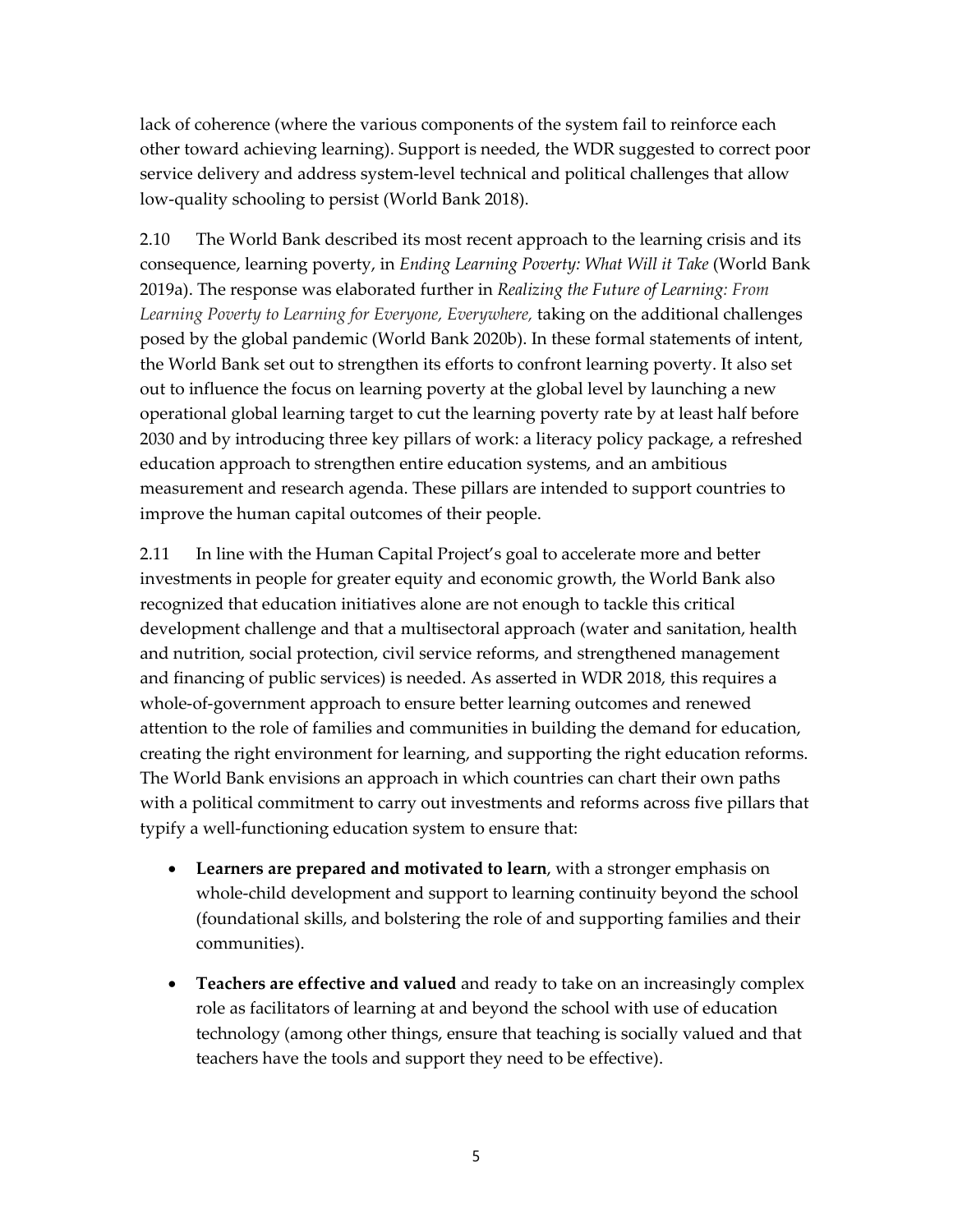lack of coherence (where the various components of the system fail to reinforce each other toward achieving learning). Support is needed, the WDR suggested to correct poor service delivery and address system-level technical and political challenges that allow low-quality schooling to persist (World Bank 2018).

2.10 The World Bank described its most recent approach to the learning crisis and its consequence, learning poverty, in *Ending Learning Poverty: What Will it Take* (World Bank 2019a). The response was elaborated further in *Realizing the Future of Learning: From Learning Poverty to Learning for Everyone, Everywhere,* taking on the additional challenges posed by the global pandemic (World Bank 2020b). In these formal statements of intent, the World Bank set out to strengthen its efforts to confront learning poverty. It also set out to influence the focus on learning poverty at the global level by launching a new operational global learning target to cut the learning poverty rate by at least half before 2030 and by introducing three key pillars of work: a literacy policy package, a refreshed education approach to strengthen entire education systems, and an ambitious measurement and research agenda. These pillars are intended to support countries to improve the human capital outcomes of their people.

2.11 In line with the Human Capital Project's goal to accelerate more and better investments in people for greater equity and economic growth, the World Bank also recognized that education initiatives alone are not enough to tackle this critical development challenge and that a multisectoral approach (water and sanitation, health and nutrition, social protection, civil service reforms, and strengthened management and financing of public services) is needed. As asserted in WDR 2018, this requires a whole-of-government approach to ensure better learning outcomes and renewed attention to the role of families and communities in building the demand for education, creating the right environment for learning, and supporting the right education reforms. The World Bank envisions an approach in which countries can chart their own paths with a political commitment to carry out investments and reforms across five pillars that typify a well-functioning education system to ensure that:

- **Learners are prepared and motivated to learn**, with a stronger emphasis on whole-child development and support to learning continuity beyond the school (foundational skills, and bolstering the role of and supporting families and their communities).
- **Teachers are effective and valued** and ready to take on an increasingly complex role as facilitators of learning at and beyond the school with use of education technology (among other things, ensure that teaching is socially valued and that teachers have the tools and support they need to be effective).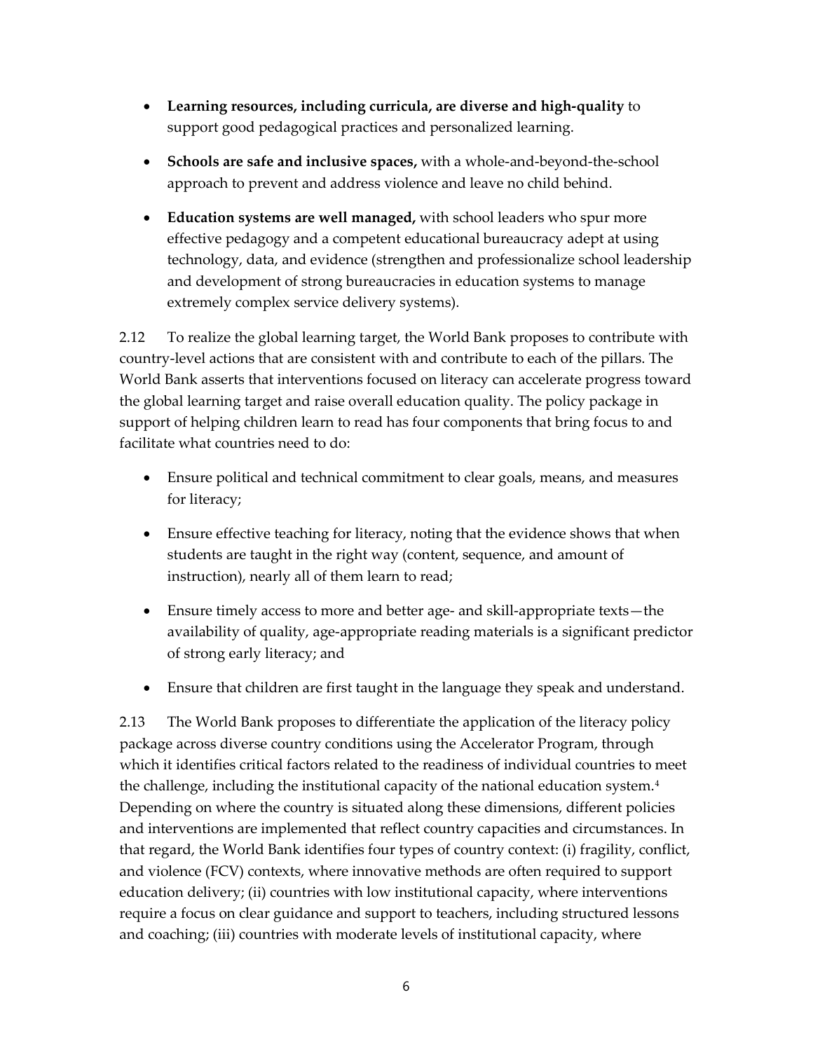- **Learning resources, including curricula, are diverse and high-quality** to support good pedagogical practices and personalized learning.
- **Schools are safe and inclusive spaces,** with a whole-and-beyond-the-school approach to prevent and address violence and leave no child behind.
- **Education systems are well managed,** with school leaders who spur more effective pedagogy and a competent educational bureaucracy adept at using technology, data, and evidence (strengthen and professionalize school leadership and development of strong bureaucracies in education systems to manage extremely complex service delivery systems).

2.12 To realize the global learning target, the World Bank proposes to contribute with country-level actions that are consistent with and contribute to each of the pillars. The World Bank asserts that interventions focused on literacy can accelerate progress toward the global learning target and raise overall education quality. The policy package in support of helping children learn to read has four components that bring focus to and facilitate what countries need to do:

- Ensure political and technical commitment to clear goals, means, and measures for literacy;
- Ensure effective teaching for literacy, noting that the evidence shows that when students are taught in the right way (content, sequence, and amount of instruction), nearly all of them learn to read;
- Ensure timely access to more and better age- and skill-appropriate texts—the availability of quality, age-appropriate reading materials is a significant predictor of strong early literacy; and
- Ensure that children are first taught in the language they speak and understand.

2.13 The World Bank proposes to differentiate the application of the literacy policy package across diverse country conditions using the Accelerator Program, through which it identifies critical factors related to the readiness of individual countries to meet the challenge, including the institutional capacity of the national education system.[4] Depending on where the country is situated along these dimensions, different policies and interventions are implemented that reflect country capacities and circumstances. In that regard, the World Bank identifies four types of country context: (i) fragility, conflict, and violence (FCV) contexts, where innovative methods are often required to support education delivery; (ii) countries with low institutional capacity, where interventions require a focus on clear guidance and support to teachers, including structured lessons and coaching; (iii) countries with moderate levels of institutional capacity, where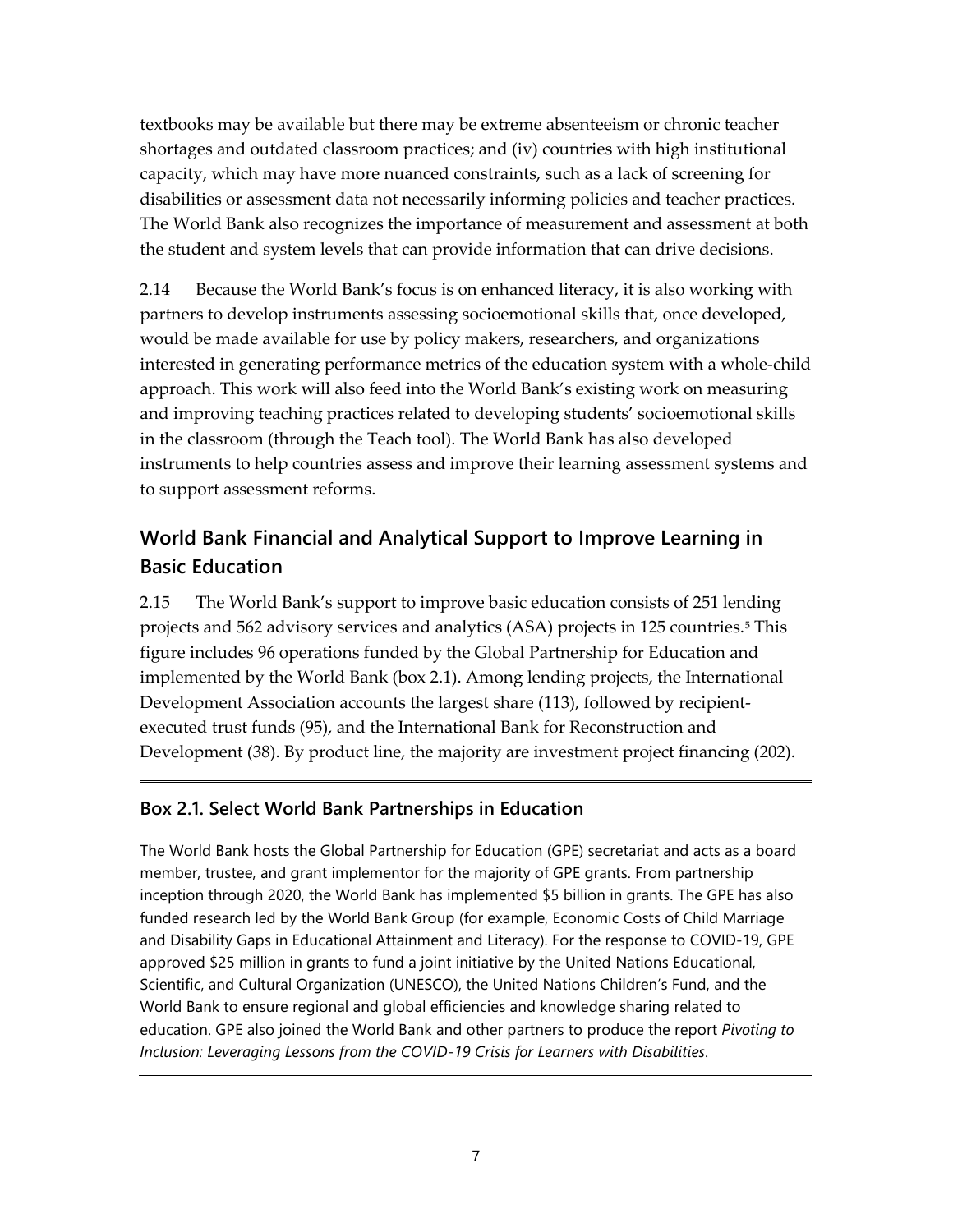textbooks may be available but there may be extreme absenteeism or chronic teacher shortages and outdated classroom practices; and (iv) countries with high institutional capacity, which may have more nuanced constraints, such as a lack of screening for disabilities or assessment data not necessarily informing policies and teacher practices. The World Bank also recognizes the importance of measurement and assessment at both the student and system levels that can provide information that can drive decisions.

2.14 Because the World Bank's focus is on enhanced literacy, it is also working with partners to develop instruments assessing socioemotional skills that, once developed, would be made available for use by policy makers, researchers, and organizations interested in generating performance metrics of the education system with a whole-child approach. This work will also feed into the World Bank's existing work on measuring and improving teaching practices related to developing students' socioemotional skills in the classroom (through the Teach tool). The World Bank has also developed instruments to help countries assess and improve their learning assessment systems and to support assessment reforms.

## World Bank Financial and Analytical Support to Improve Learning in Basic Education

2.15 The World Bank's support to improve basic education consists of 251 lending projects and 562 advisory services and analytics (ASA) projects in 125 countries.[5] This figure includes 96 operations funded by the Global Partnership for Education and implemented by the World Bank (box 2.1). Among lending projects, the International Development Association accounts the largest share (113), followed by recipient-executed trust funds (95), and the International Bank for Reconstruction and Development (38). By product line, the majority are investment project financing (202).

### Box 2.1. Select World Bank Partnerships in Education

The World Bank hosts the Global Partnership for Education (GPE) secretariat and acts as a board member, trustee, and grant implementor for the majority of GPE grants. From partnership inception through 2020, the World Bank has implemented $5 billion in grants. The GPE has also funded research led by the World Bank Group (for example, Economic Costs of Child Marriage and Disability Gaps in Educational Attainment and Literacy). For the response to COVID-19, GPE approved $25 million in grants to fund a joint initiative by the United Nations Educational, Scientific, and Cultural Organization (UNESCO), the United Nations Children's Fund, and the World Bank to ensure regional and global efficiencies and knowledge sharing related to education. GPE also joined the World Bank and other partners to produce the report *Pivoting to Inclusion: Leveraging Lessons from the COVID-19 Crisis for Learners with Disabilities*.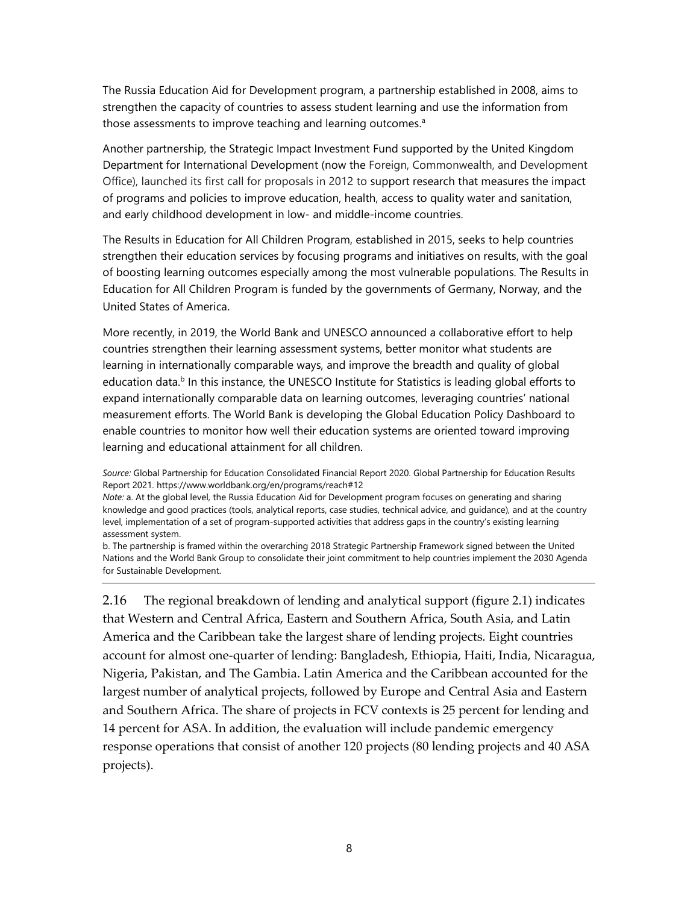The Russia Education Aid for Development program, a partnership established in 2008, aims to strengthen the capacity of countries to assess student learning and use the information from those assessments to improve teaching and learning outcomes.[a]

Another partnership, the Strategic Impact Investment Fund supported by the United Kingdom Department for International Development (now the Foreign, Commonwealth, and Development Office), launched its first call for proposals in 2012 to support research that measures the impact of programs and policies to improve education, health, access to quality water and sanitation, and early childhood development in low- and middle-income countries.

The Results in Education for All Children Program, established in 2015, seeks to help countries strengthen their education services by focusing programs and initiatives on results, with the goal of boosting learning outcomes especially among the most vulnerable populations. The Results in Education for All Children Program is funded by the governments of Germany, Norway, and the United States of America.

More recently, in 2019, the World Bank and UNESCO announced a collaborative effort to help countries strengthen their learning assessment systems, better monitor what students are learning in internationally comparable ways, and improve the breadth and quality of global education data.[b] In this instance, the UNESCO Institute for Statistics is leading global efforts to expand internationally comparable data on learning outcomes, leveraging countries' national measurement efforts. The World Bank is developing the Global Education Policy Dashboard to enable countries to monitor how well their education systems are oriented toward improving learning and educational attainment for all children.

*Source:* Global Partnership for Education Consolidated Financial Report 2020. Global Partnership for Education Results Report 2021. https://www.worldbank.org/en/programs/reach#12

*Note:* a. At the global level, the Russia Education Aid for Development program focuses on generating and sharing knowledge and good practices (tools, analytical reports, case studies, technical advice, and guidance), and at the country level, implementation of a set of program-supported activities that address gaps in the country's existing learning assessment system.

b. The partnership is framed within the overarching 2018 Strategic Partnership Framework signed between the United Nations and the World Bank Group to consolidate their joint commitment to help countries implement the 2030 Agenda for Sustainable Development.

2.16 The regional breakdown of lending and analytical support (figure 2.1) indicates that Western and Central Africa, Eastern and Southern Africa, South Asia, and Latin America and the Caribbean take the largest share of lending projects. Eight countries account for almost one-quarter of lending: Bangladesh, Ethiopia, Haiti, India, Nicaragua, Nigeria, Pakistan, and The Gambia. Latin America and the Caribbean accounted for the largest number of analytical projects, followed by Europe and Central Asia and Eastern and Southern Africa. The share of projects in FCV contexts is 25 percent for lending and 14 percent for ASA. In addition, the evaluation will include pandemic emergency response operations that consist of another 120 projects (80 lending projects and 40 ASA projects).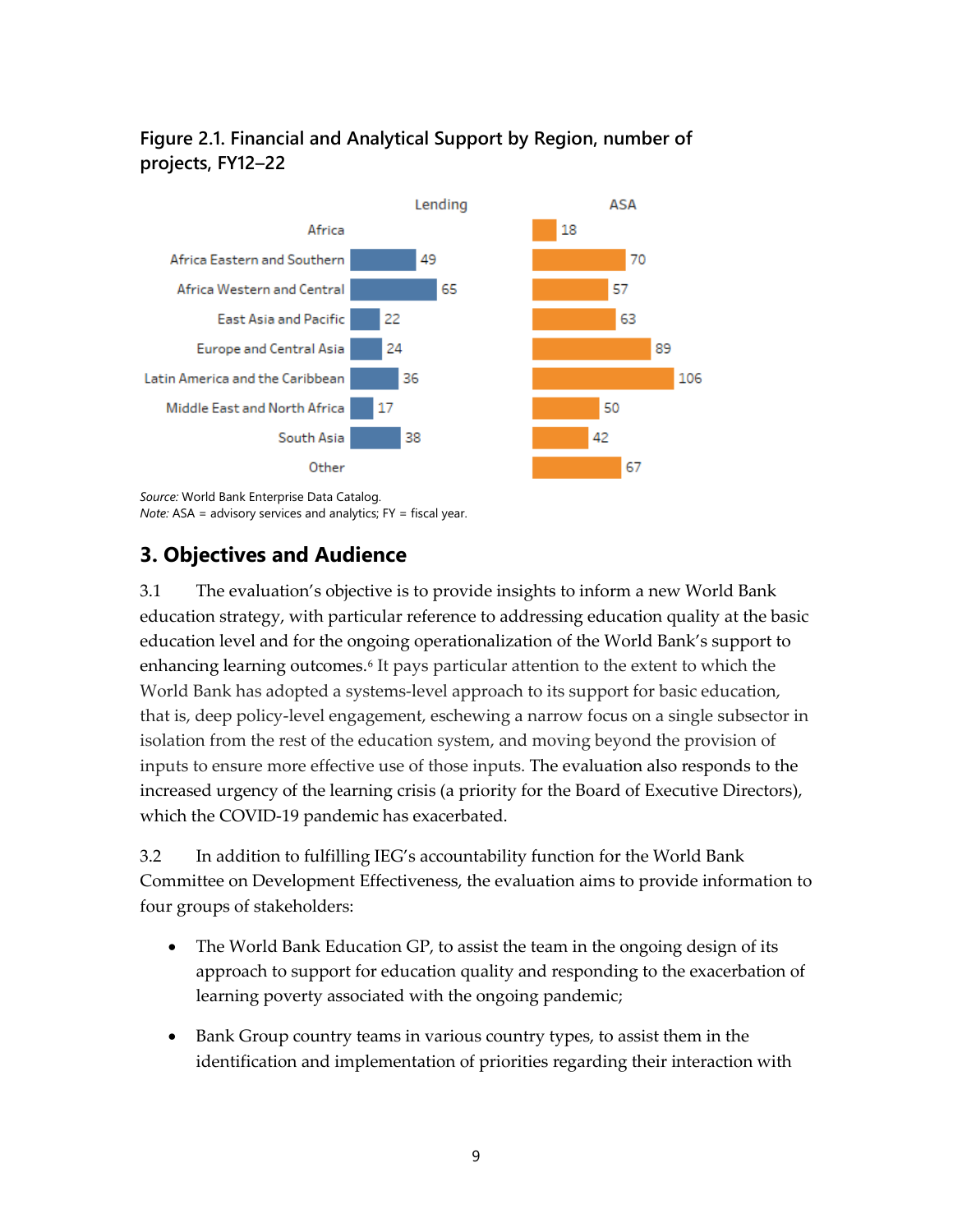**Figure 2.1. Financial and Analytical Support by Region, number of projects, FY12–22**

| Region | Lending | ASA |
|---|---|---|
| Africa | | 18 |
| Africa Eastern and Southern | 49 | 70 |
| Africa Western and Central | 65 | 57 |
| East Asia and Pacific | 22 | 63 |
| Europe and Central Asia | 24 | 89 |
| Latin America and the Caribbean | 36 | 106 |
| Middle East and North Africa | 17 | 50 |
| South Asia | 38 | 42 |
| Other | | 67 |

*Source:* World Bank Enterprise Data Catalog.
*Note:* ASA = advisory services and analytics; FY = fiscal year.

## 3. Objectives and Audience

3.1 The evaluation's objective is to provide insights to inform a new World Bank education strategy, with particular reference to addressing education quality at the basic education level and for the ongoing operationalization of the World Bank's support to enhancing learning outcomes.[6] It pays particular attention to the extent to which the World Bank has adopted a systems-level approach to its support for basic education, that is, deep policy-level engagement, eschewing a narrow focus on a single subsector in isolation from the rest of the education system, and moving beyond the provision of inputs to ensure more effective use of those inputs. The evaluation also responds to the increased urgency of the learning crisis (a priority for the Board of Executive Directors), which the COVID-19 pandemic has exacerbated.

3.2 In addition to fulfilling IEG's accountability function for the World Bank Committee on Development Effectiveness, the evaluation aims to provide information to four groups of stakeholders:

- The World Bank Education GP, to assist the team in the ongoing design of its approach to support for education quality and responding to the exacerbation of learning poverty associated with the ongoing pandemic;
- Bank Group country teams in various country types, to assist them in the identification and implementation of priorities regarding their interaction with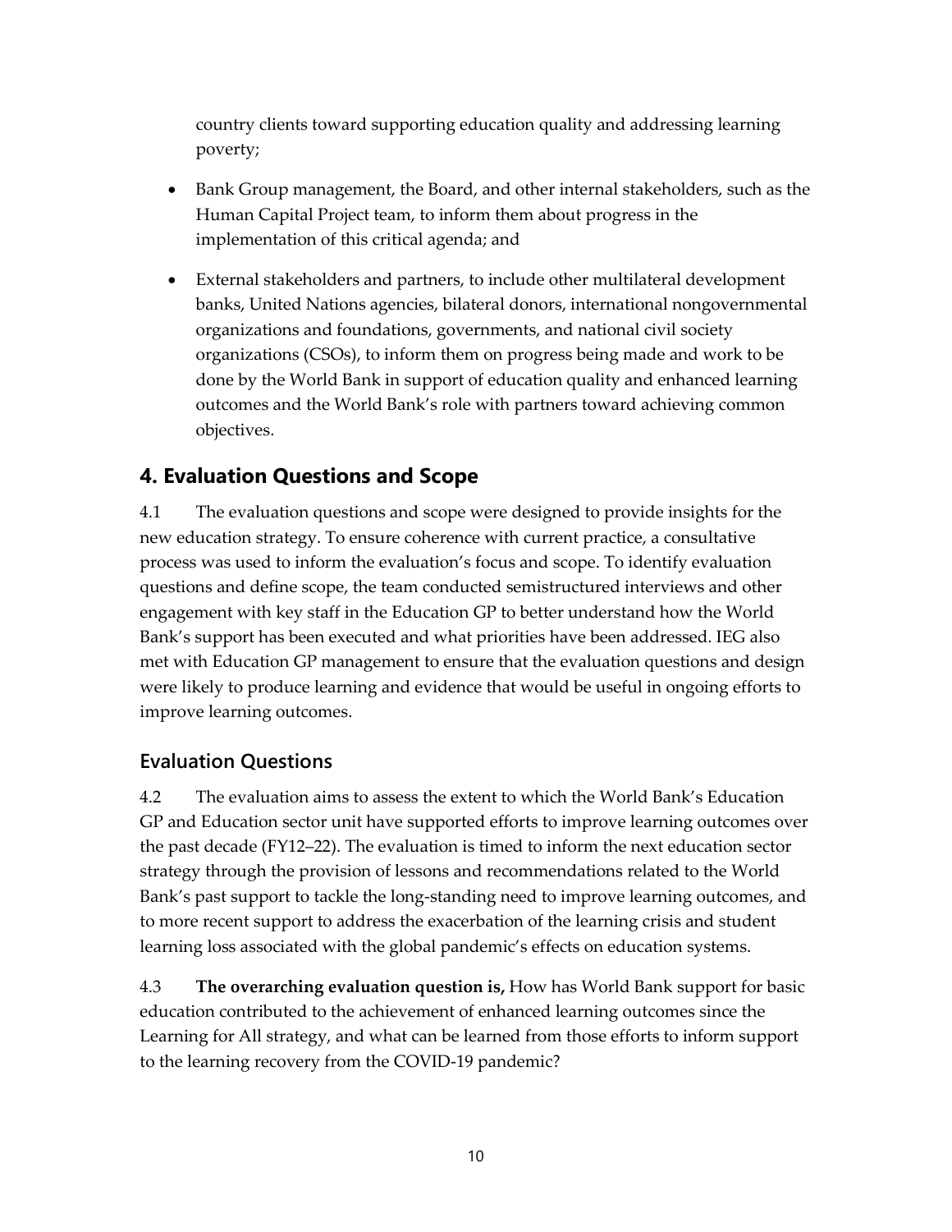country clients toward supporting education quality and addressing learning poverty;

- Bank Group management, the Board, and other internal stakeholders, such as the Human Capital Project team, to inform them about progress in the implementation of this critical agenda; and
- External stakeholders and partners, to include other multilateral development banks, United Nations agencies, bilateral donors, international nongovernmental organizations and foundations, governments, and national civil society organizations (CSOs), to inform them on progress being made and work to be done by the World Bank in support of education quality and enhanced learning outcomes and the World Bank's role with partners toward achieving common objectives.

## 4. Evaluation Questions and Scope

4.1 The evaluation questions and scope were designed to provide insights for the new education strategy. To ensure coherence with current practice, a consultative process was used to inform the evaluation's focus and scope. To identify evaluation questions and define scope, the team conducted semistructured interviews and other engagement with key staff in the Education GP to better understand how the World Bank's support has been executed and what priorities have been addressed. IEG also met with Education GP management to ensure that the evaluation questions and design were likely to produce learning and evidence that would be useful in ongoing efforts to improve learning outcomes.

### Evaluation Questions

4.2 The evaluation aims to assess the extent to which the World Bank's Education GP and Education sector unit have supported efforts to improve learning outcomes over the past decade (FY12–22). The evaluation is timed to inform the next education sector strategy through the provision of lessons and recommendations related to the World Bank's past support to tackle the long-standing need to improve learning outcomes, and to more recent support to address the exacerbation of the learning crisis and student learning loss associated with the global pandemic's effects on education systems.

4.3 **The overarching evaluation question is,** How has World Bank support for basic education contributed to the achievement of enhanced learning outcomes since the Learning for All strategy, and what can be learned from those efforts to inform support to the learning recovery from the COVID-19 pandemic?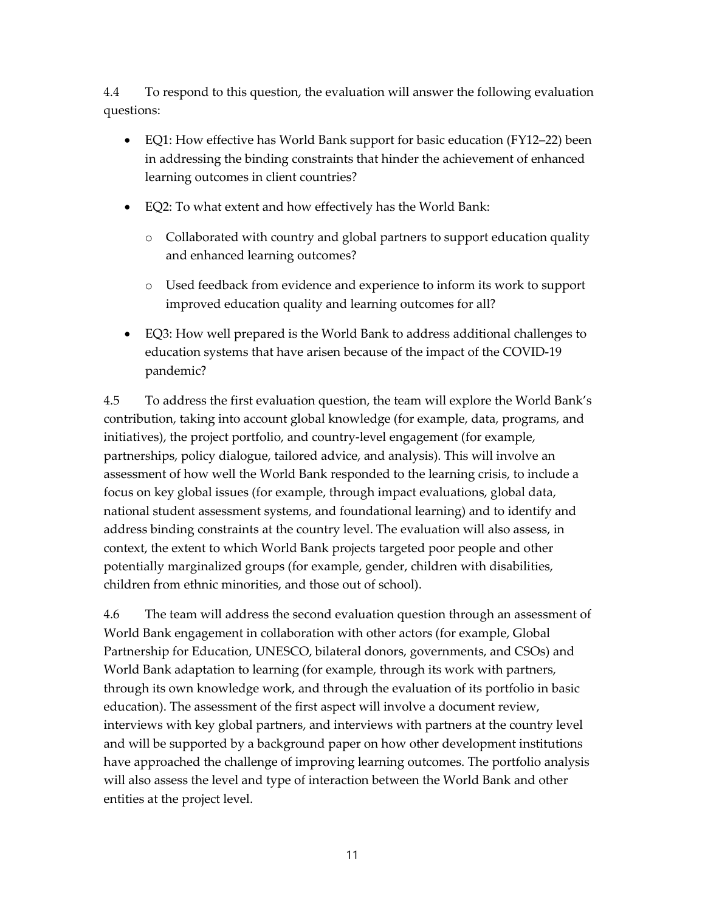4.4 To respond to this question, the evaluation will answer the following evaluation questions:

- EQ1: How effective has World Bank support for basic education (FY12–22) been in addressing the binding constraints that hinder the achievement of enhanced learning outcomes in client countries?
- EQ2: To what extent and how effectively has the World Bank:
  - Collaborated with country and global partners to support education quality and enhanced learning outcomes?
  - Used feedback from evidence and experience to inform its work to support improved education quality and learning outcomes for all?
- EQ3: How well prepared is the World Bank to address additional challenges to education systems that have arisen because of the impact of the COVID-19 pandemic?

4.5 To address the first evaluation question, the team will explore the World Bank's contribution, taking into account global knowledge (for example, data, programs, and initiatives), the project portfolio, and country-level engagement (for example, partnerships, policy dialogue, tailored advice, and analysis). This will involve an assessment of how well the World Bank responded to the learning crisis, to include a focus on key global issues (for example, through impact evaluations, global data, national student assessment systems, and foundational learning) and to identify and address binding constraints at the country level. The evaluation will also assess, in context, the extent to which World Bank projects targeted poor people and other potentially marginalized groups (for example, gender, children with disabilities, children from ethnic minorities, and those out of school).

4.6 The team will address the second evaluation question through an assessment of World Bank engagement in collaboration with other actors (for example, Global Partnership for Education, UNESCO, bilateral donors, governments, and CSOs) and World Bank adaptation to learning (for example, through its work with partners, through its own knowledge work, and through the evaluation of its portfolio in basic education). The assessment of the first aspect will involve a document review, interviews with key global partners, and interviews with partners at the country level and will be supported by a background paper on how other development institutions have approached the challenge of improving learning outcomes. The portfolio analysis will also assess the level and type of interaction between the World Bank and other entities at the project level.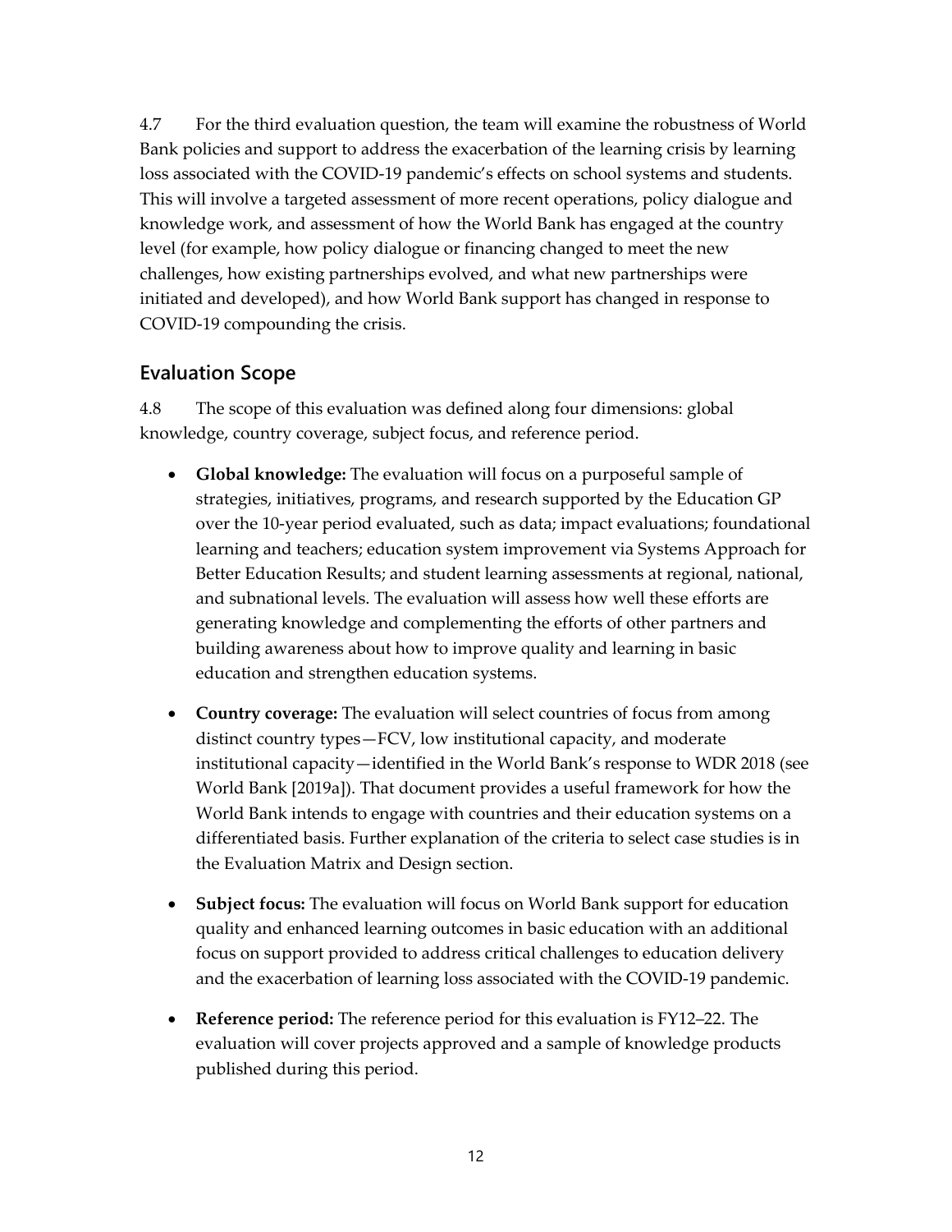4.7 For the third evaluation question, the team will examine the robustness of World Bank policies and support to address the exacerbation of the learning crisis by learning loss associated with the COVID-19 pandemic's effects on school systems and students. This will involve a targeted assessment of more recent operations, policy dialogue and knowledge work, and assessment of how the World Bank has engaged at the country level (for example, how policy dialogue or financing changed to meet the new challenges, how existing partnerships evolved, and what new partnerships were initiated and developed), and how World Bank support has changed in response to COVID-19 compounding the crisis.

## Evaluation Scope

4.8 The scope of this evaluation was defined along four dimensions: global knowledge, country coverage, subject focus, and reference period.

- **Global knowledge:** The evaluation will focus on a purposeful sample of strategies, initiatives, programs, and research supported by the Education GP over the 10-year period evaluated, such as data; impact evaluations; foundational learning and teachers; education system improvement via Systems Approach for Better Education Results; and student learning assessments at regional, national, and subnational levels. The evaluation will assess how well these efforts are generating knowledge and complementing the efforts of other partners and building awareness about how to improve quality and learning in basic education and strengthen education systems.
- **Country coverage:** The evaluation will select countries of focus from among distinct country types—FCV, low institutional capacity, and moderate institutional capacity—identified in the World Bank's response to WDR 2018 (see World Bank [2019a]). That document provides a useful framework for how the World Bank intends to engage with countries and their education systems on a differentiated basis. Further explanation of the criteria to select case studies is in the Evaluation Matrix and Design section.
- **Subject focus:** The evaluation will focus on World Bank support for education quality and enhanced learning outcomes in basic education with an additional focus on support provided to address critical challenges to education delivery and the exacerbation of learning loss associated with the COVID-19 pandemic.
- **Reference period:** The reference period for this evaluation is FY12–22. The evaluation will cover projects approved and a sample of knowledge products published during this period.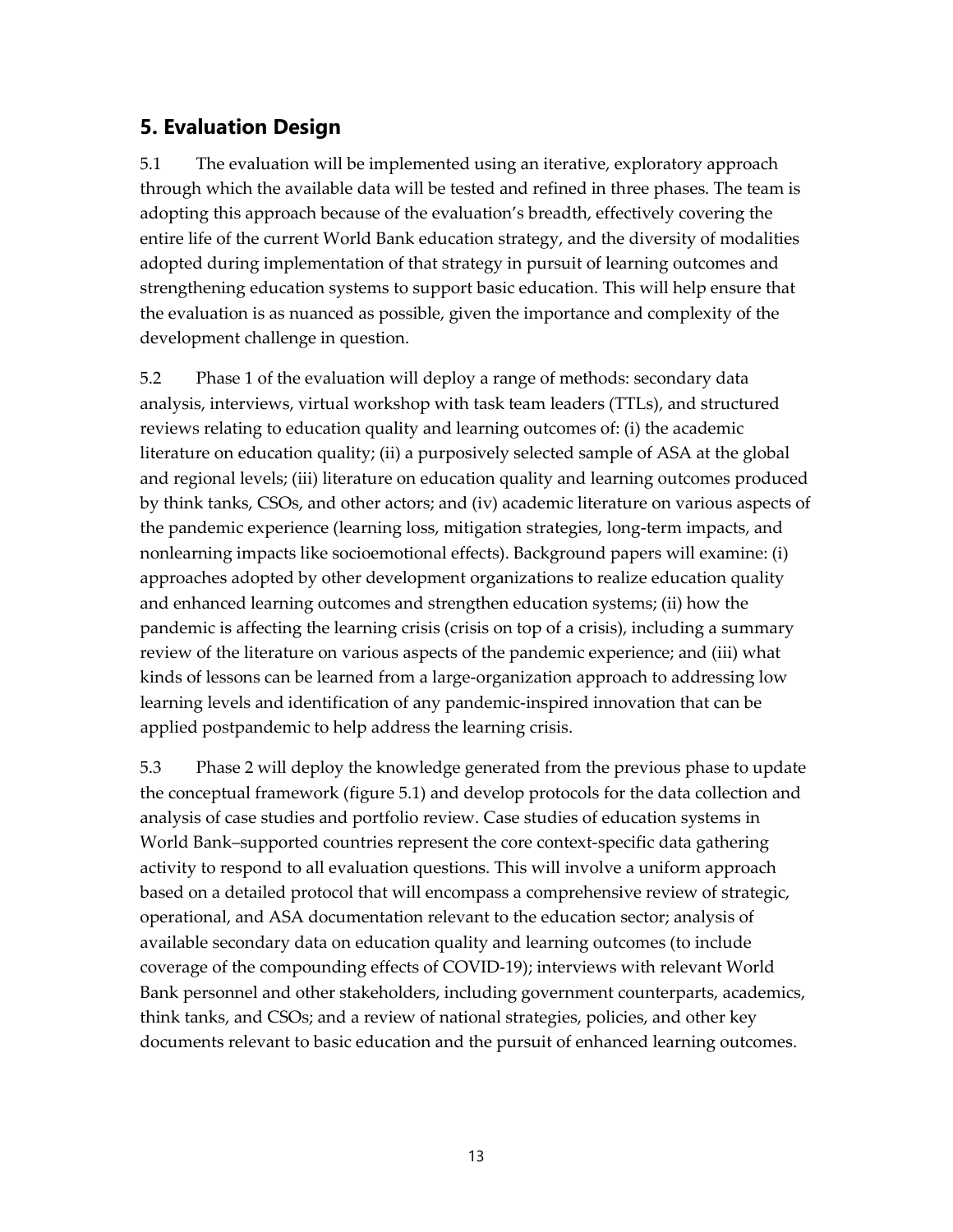## 5. Evaluation Design

5.1 The evaluation will be implemented using an iterative, exploratory approach through which the available data will be tested and refined in three phases. The team is adopting this approach because of the evaluation's breadth, effectively covering the entire life of the current World Bank education strategy, and the diversity of modalities adopted during implementation of that strategy in pursuit of learning outcomes and strengthening education systems to support basic education. This will help ensure that the evaluation is as nuanced as possible, given the importance and complexity of the development challenge in question.

5.2 Phase 1 of the evaluation will deploy a range of methods: secondary data analysis, interviews, virtual workshop with task team leaders (TTLs), and structured reviews relating to education quality and learning outcomes of: (i) the academic literature on education quality; (ii) a purposively selected sample of ASA at the global and regional levels; (iii) literature on education quality and learning outcomes produced by think tanks, CSOs, and other actors; and (iv) academic literature on various aspects of the pandemic experience (learning loss, mitigation strategies, long-term impacts, and nonlearning impacts like socioemotional effects). Background papers will examine: (i) approaches adopted by other development organizations to realize education quality and enhanced learning outcomes and strengthen education systems; (ii) how the pandemic is affecting the learning crisis (crisis on top of a crisis), including a summary review of the literature on various aspects of the pandemic experience; and (iii) what kinds of lessons can be learned from a large-organization approach to addressing low learning levels and identification of any pandemic-inspired innovation that can be applied postpandemic to help address the learning crisis.

5.3 Phase 2 will deploy the knowledge generated from the previous phase to update the conceptual framework (figure 5.1) and develop protocols for the data collection and analysis of case studies and portfolio review. Case studies of education systems in World Bank–supported countries represent the core context-specific data gathering activity to respond to all evaluation questions. This will involve a uniform approach based on a detailed protocol that will encompass a comprehensive review of strategic, operational, and ASA documentation relevant to the education sector; analysis of available secondary data on education quality and learning outcomes (to include coverage of the compounding effects of COVID-19); interviews with relevant World Bank personnel and other stakeholders, including government counterparts, academics, think tanks, and CSOs; and a review of national strategies, policies, and other key documents relevant to basic education and the pursuit of enhanced learning outcomes.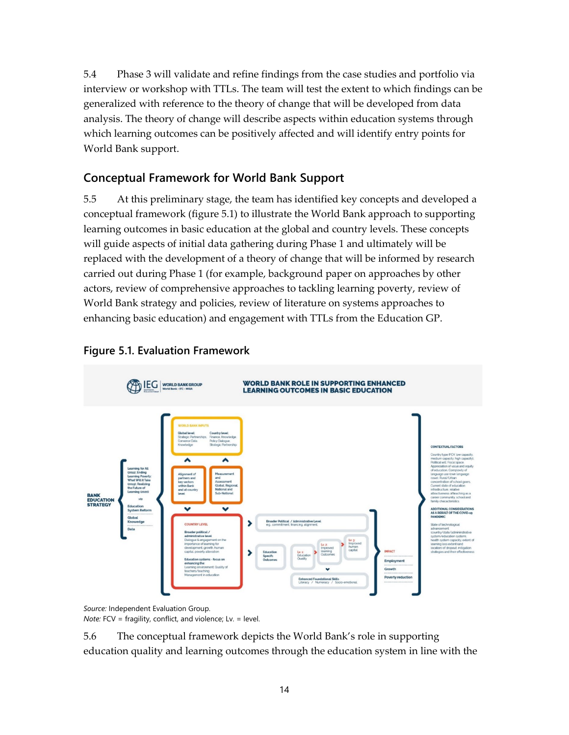5.4 Phase 3 will validate and refine findings from the case studies and portfolio via interview or workshop with TTLs. The team will test the extent to which findings can be generalized with reference to the theory of change that will be developed from data analysis. The theory of change will describe aspects within education systems through which learning outcomes can be positively affected and will identify entry points for World Bank support.

## Conceptual Framework for World Bank Support

5.5 At this preliminary stage, the team has identified key concepts and developed a conceptual framework (figure 5.1) to illustrate the World Bank approach to supporting learning outcomes in basic education at the global and country levels. These concepts will guide aspects of initial data gathering during Phase 1 and ultimately will be replaced with the development of a theory of change that will be informed by research carried out during Phase 1 (for example, background paper on approaches by other actors, review of comprehensive approaches to tackling learning poverty, review of World Bank strategy and policies, review of literature on systems approaches to enhancing basic education) and engagement with TTLs from the Education GP.

### Figure 5.1. Evaluation Framework

*Source:* Independent Evaluation Group.
*Note:* FCV = fragility, conflict, and violence; Lv. = level.

5.6 The conceptual framework depicts the World Bank's role in supporting education quality and learning outcomes through the education system in line with the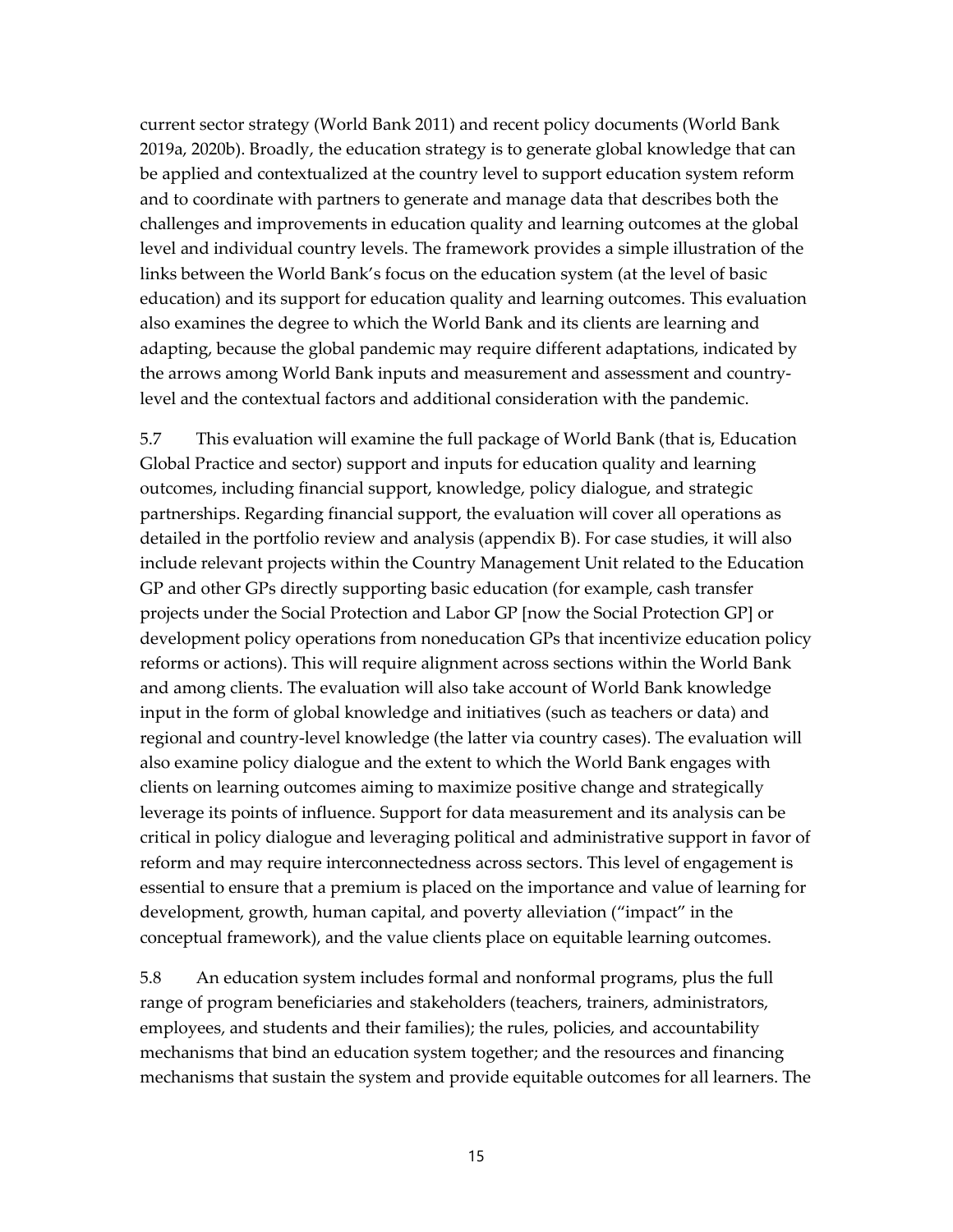current sector strategy (World Bank 2011) and recent policy documents (World Bank 2019a, 2020b). Broadly, the education strategy is to generate global knowledge that can be applied and contextualized at the country level to support education system reform and to coordinate with partners to generate and manage data that describes both the challenges and improvements in education quality and learning outcomes at the global level and individual country levels. The framework provides a simple illustration of the links between the World Bank's focus on the education system (at the level of basic education) and its support for education quality and learning outcomes. This evaluation also examines the degree to which the World Bank and its clients are learning and adapting, because the global pandemic may require different adaptations, indicated by the arrows among World Bank inputs and measurement and assessment and country-level and the contextual factors and additional consideration with the pandemic.

5.7 This evaluation will examine the full package of World Bank (that is, Education Global Practice and sector) support and inputs for education quality and learning outcomes, including financial support, knowledge, policy dialogue, and strategic partnerships. Regarding financial support, the evaluation will cover all operations as detailed in the portfolio review and analysis (appendix B). For case studies, it will also include relevant projects within the Country Management Unit related to the Education GP and other GPs directly supporting basic education (for example, cash transfer projects under the Social Protection and Labor GP [now the Social Protection GP] or development policy operations from noneducation GPs that incentivize education policy reforms or actions). This will require alignment across sections within the World Bank and among clients. The evaluation will also take account of World Bank knowledge input in the form of global knowledge and initiatives (such as teachers or data) and regional and country-level knowledge (the latter via country cases). The evaluation will also examine policy dialogue and the extent to which the World Bank engages with clients on learning outcomes aiming to maximize positive change and strategically leverage its points of influence. Support for data measurement and its analysis can be critical in policy dialogue and leveraging political and administrative support in favor of reform and may require interconnectedness across sectors. This level of engagement is essential to ensure that a premium is placed on the importance and value of learning for development, growth, human capital, and poverty alleviation ("impact" in the conceptual framework), and the value clients place on equitable learning outcomes.

5.8 An education system includes formal and nonformal programs, plus the full range of program beneficiaries and stakeholders (teachers, trainers, administrators, employees, and students and their families); the rules, policies, and accountability mechanisms that bind an education system together; and the resources and financing mechanisms that sustain the system and provide equitable outcomes for all learners. The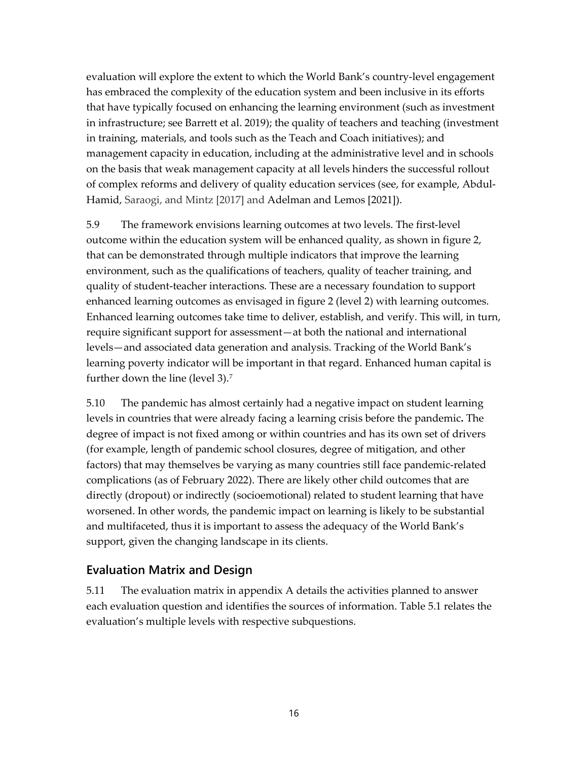evaluation will explore the extent to which the World Bank's country-level engagement has embraced the complexity of the education system and been inclusive in its efforts that have typically focused on enhancing the learning environment (such as investment in infrastructure; see Barrett et al. 2019); the quality of teachers and teaching (investment in training, materials, and tools such as the Teach and Coach initiatives); and management capacity in education, including at the administrative level and in schools on the basis that weak management capacity at all levels hinders the successful rollout of complex reforms and delivery of quality education services (see, for example, Abdul-Hamid, Saraogi, and Mintz [2017] and Adelman and Lemos [2021]).

5.9 The framework envisions learning outcomes at two levels. The first-level outcome within the education system will be enhanced quality, as shown in figure 2, that can be demonstrated through multiple indicators that improve the learning environment, such as the qualifications of teachers, quality of teacher training, and quality of student-teacher interactions. These are a necessary foundation to support enhanced learning outcomes as envisaged in figure 2 (level 2) with learning outcomes. Enhanced learning outcomes take time to deliver, establish, and verify. This will, in turn, require significant support for assessment—at both the national and international levels—and associated data generation and analysis. Tracking of the World Bank's learning poverty indicator will be important in that regard. Enhanced human capital is further down the line (level 3).[7]

5.10 The pandemic has almost certainly had a negative impact on student learning levels in countries that were already facing a learning crisis before the pandemic**.** The degree of impact is not fixed among or within countries and has its own set of drivers (for example, length of pandemic school closures, degree of mitigation, and other factors) that may themselves be varying as many countries still face pandemic-related complications (as of February 2022). There are likely other child outcomes that are directly (dropout) or indirectly (socioemotional) related to student learning that have worsened. In other words, the pandemic impact on learning is likely to be substantial and multifaceted, thus it is important to assess the adequacy of the World Bank's support, given the changing landscape in its clients.

## Evaluation Matrix and Design

5.11 The evaluation matrix in appendix A details the activities planned to answer each evaluation question and identifies the sources of information. Table 5.1 relates the evaluation's multiple levels with respective subquestions.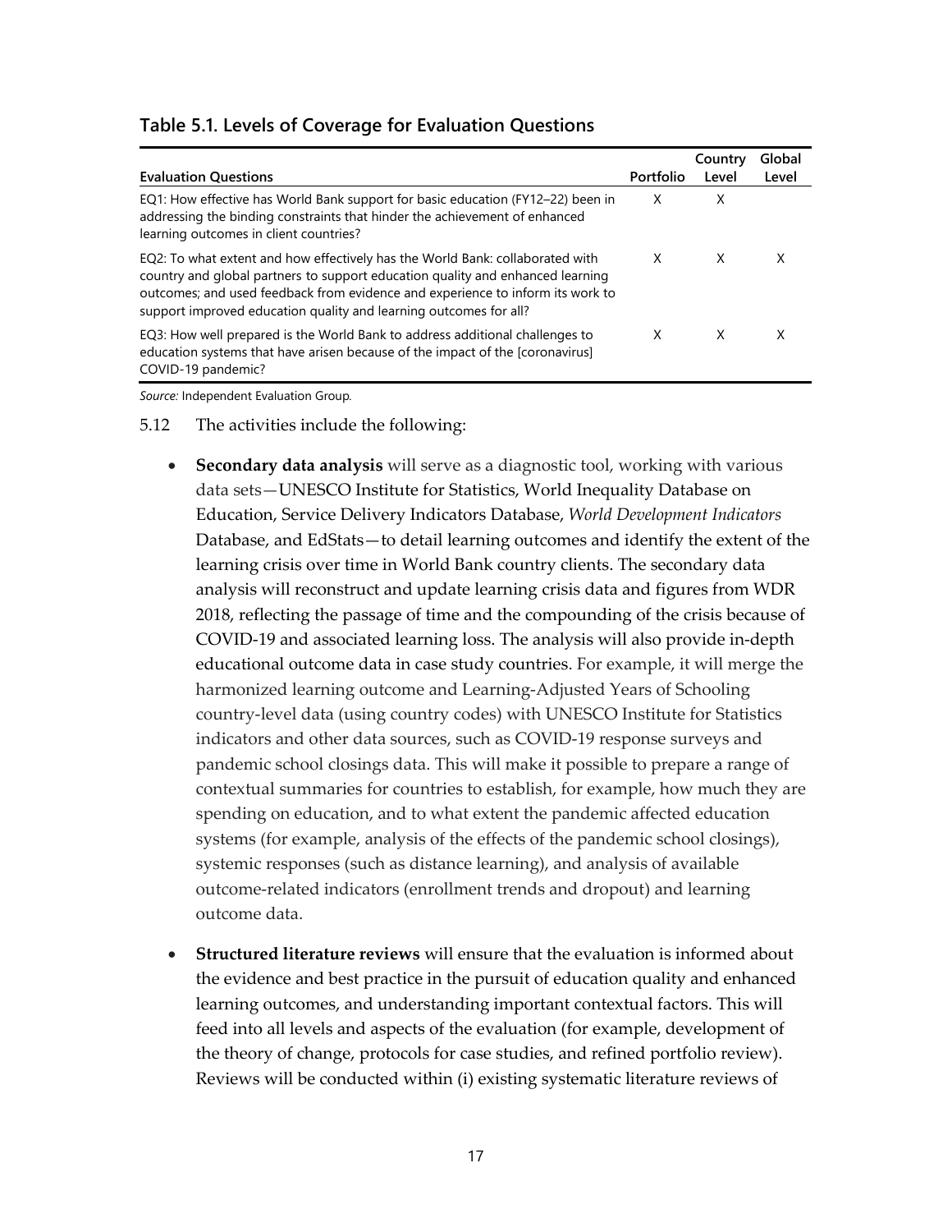**Table 5.1. Levels of Coverage for Evaluation Questions**

| Evaluation Questions | Portfolio | Country Level | Global Level |
|---|---|---|---|
| EQ1: How effective has World Bank support for basic education (FY12–22) been in addressing the binding constraints that hinder the achievement of enhanced learning outcomes in client countries? | X | X | |
| EQ2: To what extent and how effectively has the World Bank: collaborated with country and global partners to support education quality and enhanced learning outcomes; and used feedback from evidence and experience to inform its work to support improved education quality and learning outcomes for all? | X | X | X |
| EQ3: How well prepared is the World Bank to address additional challenges to education systems that have arisen because of the impact of the [coronavirus] COVID-19 pandemic? | X | X | X |

*Source:* Independent Evaluation Group.

5.12 The activities include the following:

- **Secondary data analysis** will serve as a diagnostic tool, working with various data sets—UNESCO Institute for Statistics, World Inequality Database on Education, Service Delivery Indicators Database, *World Development Indicators* Database, and EdStats—to detail learning outcomes and identify the extent of the learning crisis over time in World Bank country clients. The secondary data analysis will reconstruct and update learning crisis data and figures from WDR 2018, reflecting the passage of time and the compounding of the crisis because of COVID-19 and associated learning loss. The analysis will also provide in-depth educational outcome data in case study countries. For example, it will merge the harmonized learning outcome and Learning-Adjusted Years of Schooling country-level data (using country codes) with UNESCO Institute for Statistics indicators and other data sources, such as COVID-19 response surveys and pandemic school closings data. This will make it possible to prepare a range of contextual summaries for countries to establish, for example, how much they are spending on education, and to what extent the pandemic affected education systems (for example, analysis of the effects of the pandemic school closings), systemic responses (such as distance learning), and analysis of available outcome-related indicators (enrollment trends and dropout) and learning outcome data.

- **Structured literature reviews** will ensure that the evaluation is informed about the evidence and best practice in the pursuit of education quality and enhanced learning outcomes, and understanding important contextual factors. This will feed into all levels and aspects of the evaluation (for example, development of the theory of change, protocols for case studies, and refined portfolio review). Reviews will be conducted within (i) existing systematic literature reviews of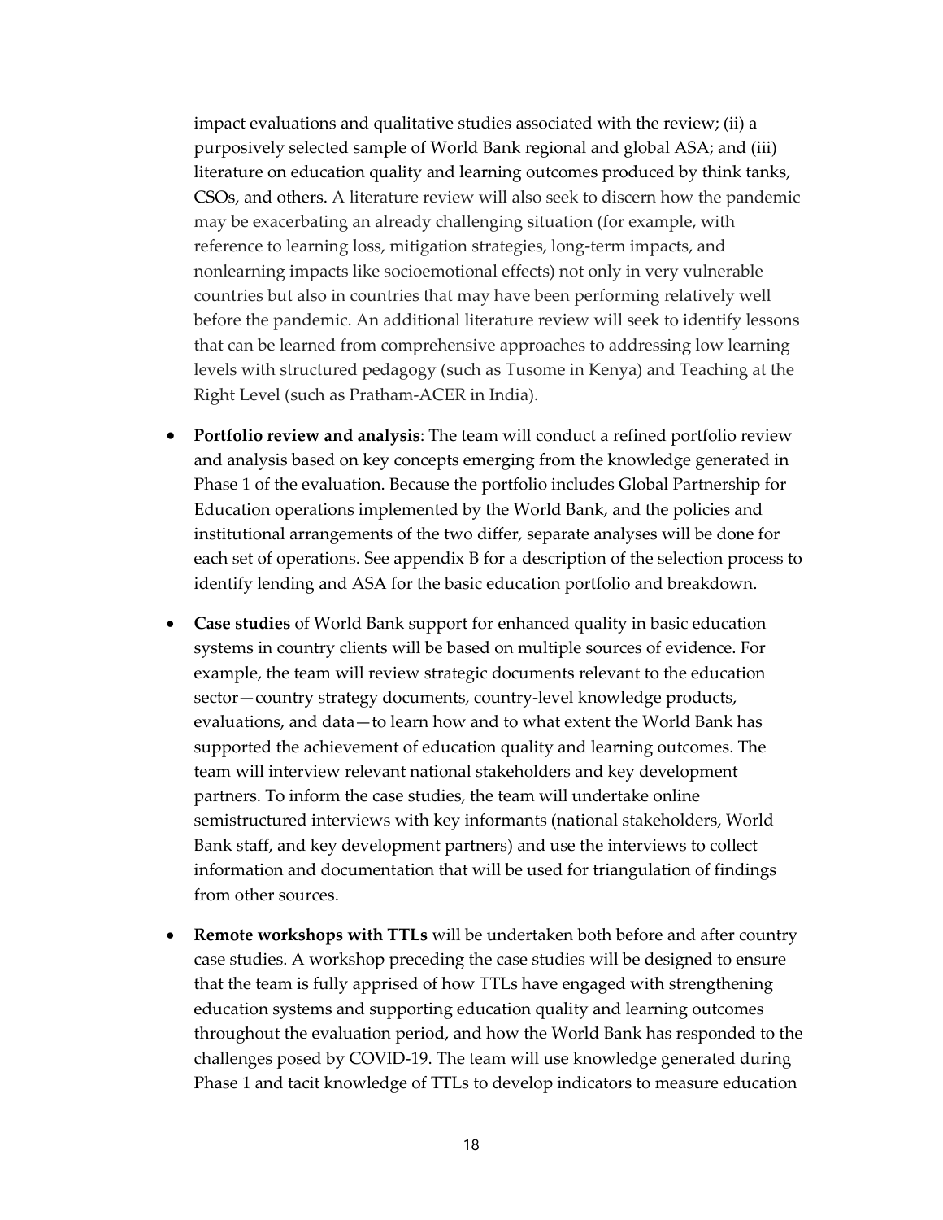impact evaluations and qualitative studies associated with the review; (ii) a purposively selected sample of World Bank regional and global ASA; and (iii) literature on education quality and learning outcomes produced by think tanks, CSOs, and others. A literature review will also seek to discern how the pandemic may be exacerbating an already challenging situation (for example, with reference to learning loss, mitigation strategies, long-term impacts, and nonlearning impacts like socioemotional effects) not only in very vulnerable countries but also in countries that may have been performing relatively well before the pandemic. An additional literature review will seek to identify lessons that can be learned from comprehensive approaches to addressing low learning levels with structured pedagogy (such as Tusome in Kenya) and Teaching at the Right Level (such as Pratham-ACER in India).

- **Portfolio review and analysis**: The team will conduct a refined portfolio review and analysis based on key concepts emerging from the knowledge generated in Phase 1 of the evaluation. Because the portfolio includes Global Partnership for Education operations implemented by the World Bank, and the policies and institutional arrangements of the two differ, separate analyses will be done for each set of operations. See appendix B for a description of the selection process to identify lending and ASA for the basic education portfolio and breakdown.

- **Case studies** of World Bank support for enhanced quality in basic education systems in country clients will be based on multiple sources of evidence. For example, the team will review strategic documents relevant to the education sector—country strategy documents, country-level knowledge products, evaluations, and data—to learn how and to what extent the World Bank has supported the achievement of education quality and learning outcomes. The team will interview relevant national stakeholders and key development partners. To inform the case studies, the team will undertake online semistructured interviews with key informants (national stakeholders, World Bank staff, and key development partners) and use the interviews to collect information and documentation that will be used for triangulation of findings from other sources.

- **Remote workshops with TTLs** will be undertaken both before and after country case studies. A workshop preceding the case studies will be designed to ensure that the team is fully apprised of how TTLs have engaged with strengthening education systems and supporting education quality and learning outcomes throughout the evaluation period, and how the World Bank has responded to the challenges posed by COVID-19. The team will use knowledge generated during Phase 1 and tacit knowledge of TTLs to develop indicators to measure education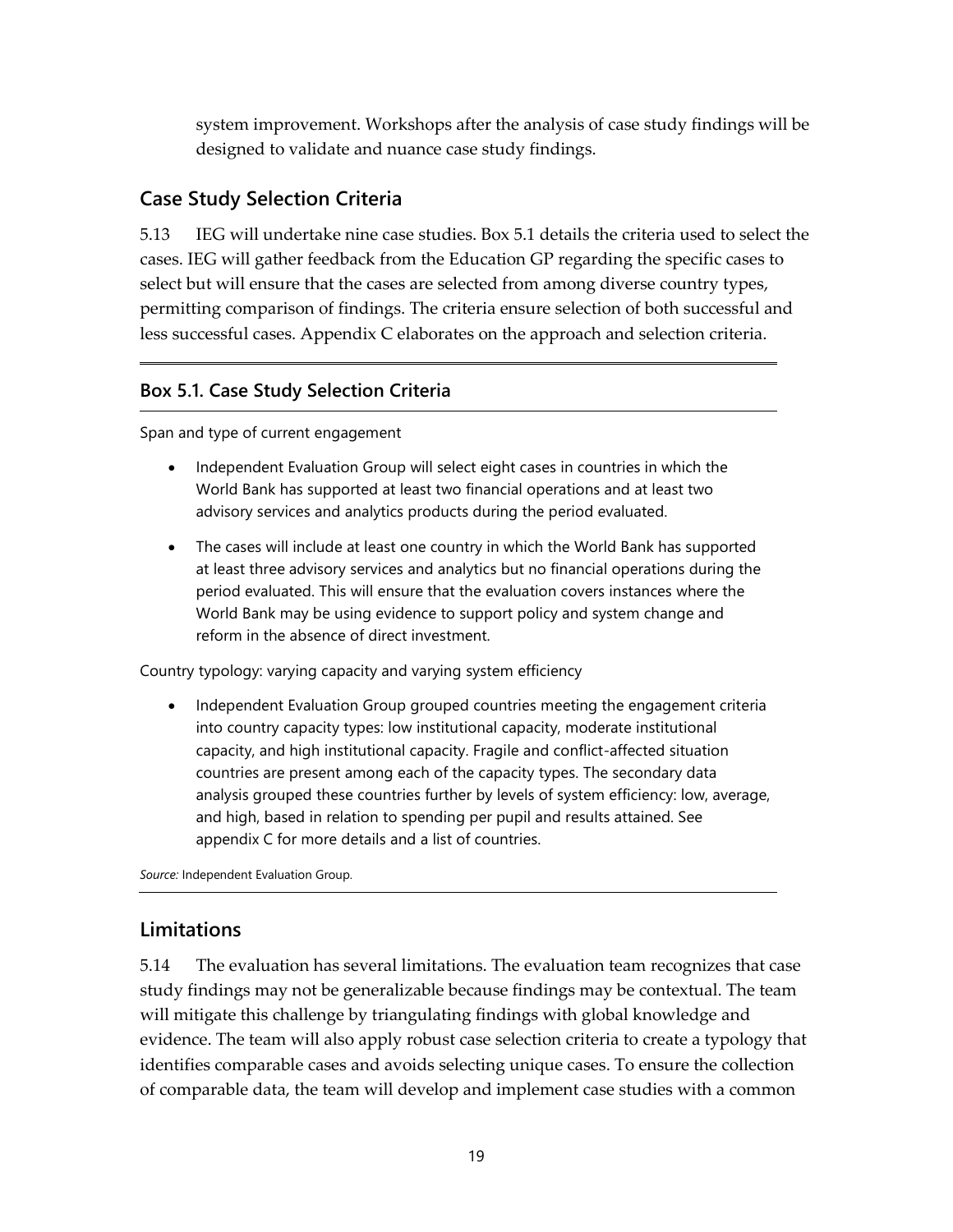system improvement. Workshops after the analysis of case study findings will be designed to validate and nuance case study findings.

## Case Study Selection Criteria

5.13 IEG will undertake nine case studies. Box 5.1 details the criteria used to select the cases. IEG will gather feedback from the Education GP regarding the specific cases to select but will ensure that the cases are selected from among diverse country types, permitting comparison of findings. The criteria ensure selection of both successful and less successful cases. Appendix C elaborates on the approach and selection criteria.

### Box 5.1. Case Study Selection Criteria

Span and type of current engagement

- Independent Evaluation Group will select eight cases in countries in which the World Bank has supported at least two financial operations and at least two advisory services and analytics products during the period evaluated.
- The cases will include at least one country in which the World Bank has supported at least three advisory services and analytics but no financial operations during the period evaluated. This will ensure that the evaluation covers instances where the World Bank may be using evidence to support policy and system change and reform in the absence of direct investment.

Country typology: varying capacity and varying system efficiency

- Independent Evaluation Group grouped countries meeting the engagement criteria into country capacity types: low institutional capacity, moderate institutional capacity, and high institutional capacity. Fragile and conflict-affected situation countries are present among each of the capacity types. The secondary data analysis grouped these countries further by levels of system efficiency: low, average, and high, based in relation to spending per pupil and results attained. See appendix C for more details and a list of countries.

*Source:* Independent Evaluation Group.

## Limitations

5.14 The evaluation has several limitations. The evaluation team recognizes that case study findings may not be generalizable because findings may be contextual. The team will mitigate this challenge by triangulating findings with global knowledge and evidence. The team will also apply robust case selection criteria to create a typology that identifies comparable cases and avoids selecting unique cases. To ensure the collection of comparable data, the team will develop and implement case studies with a common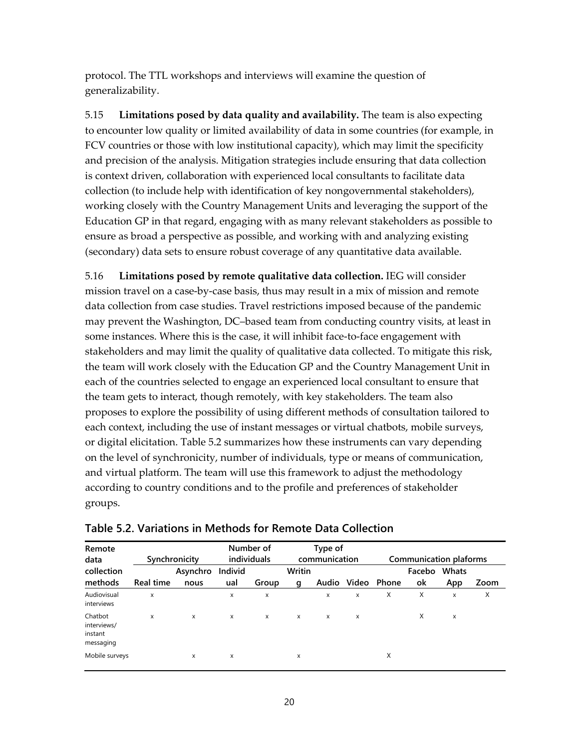protocol. The TTL workshops and interviews will examine the question of generalizability.

5.15 **Limitations posed by data quality and availability.** The team is also expecting to encounter low quality or limited availability of data in some countries (for example, in FCV countries or those with low institutional capacity), which may limit the specificity and precision of the analysis. Mitigation strategies include ensuring that data collection is context driven, collaboration with experienced local consultants to facilitate data collection (to include help with identification of key nongovernmental stakeholders), working closely with the Country Management Units and leveraging the support of the Education GP in that regard, engaging with as many relevant stakeholders as possible to ensure as broad a perspective as possible, and working with and analyzing existing (secondary) data sets to ensure robust coverage of any quantitative data available.

5.16 **Limitations posed by remote qualitative data collection.** IEG will consider mission travel on a case-by-case basis, thus may result in a mix of mission and remote data collection from case studies. Travel restrictions imposed because of the pandemic may prevent the Washington, DC–based team from conducting country visits, at least in some instances. Where this is the case, it will inhibit face-to-face engagement with stakeholders and may limit the quality of qualitative data collected. To mitigate this risk, the team will work closely with the Education GP and the Country Management Unit in each of the countries selected to engage an experienced local consultant to ensure that the team gets to interact, though remotely, with key stakeholders. The team also proposes to explore the possibility of using different methods of consultation tailored to each context, including the use of instant messages or virtual chatbots, mobile surveys, or digital elicitation. Table 5.2 summarizes how these instruments can vary depending on the level of synchronicity, number of individuals, type or means of communication, and virtual platform. The team will use this framework to adjust the methodology according to country conditions and to the profile and preferences of stakeholder groups.

**Table 5.2. Variations in Methods for Remote Data Collection**

| Remote data collection methods | Synchronicity | | Number of individuals | | Type of communication | | | Communication plaforms | | | |
|---|---|---|---|---|---|---|---|---|---|---|---|
| | Real time | Asynchronous | Individual | Group | Writing | Audio | Video | Phone | Facebook | WhatsApp | Zoom |
| Audiovisual interviews | x | | x | x | | x | x | X | X | x | X |
| Chatbot interviews/ instant messaging | x | x | x | x | x | x | x | | X | x | |
| Mobile surveys | | x | x | | x | | | X | | | |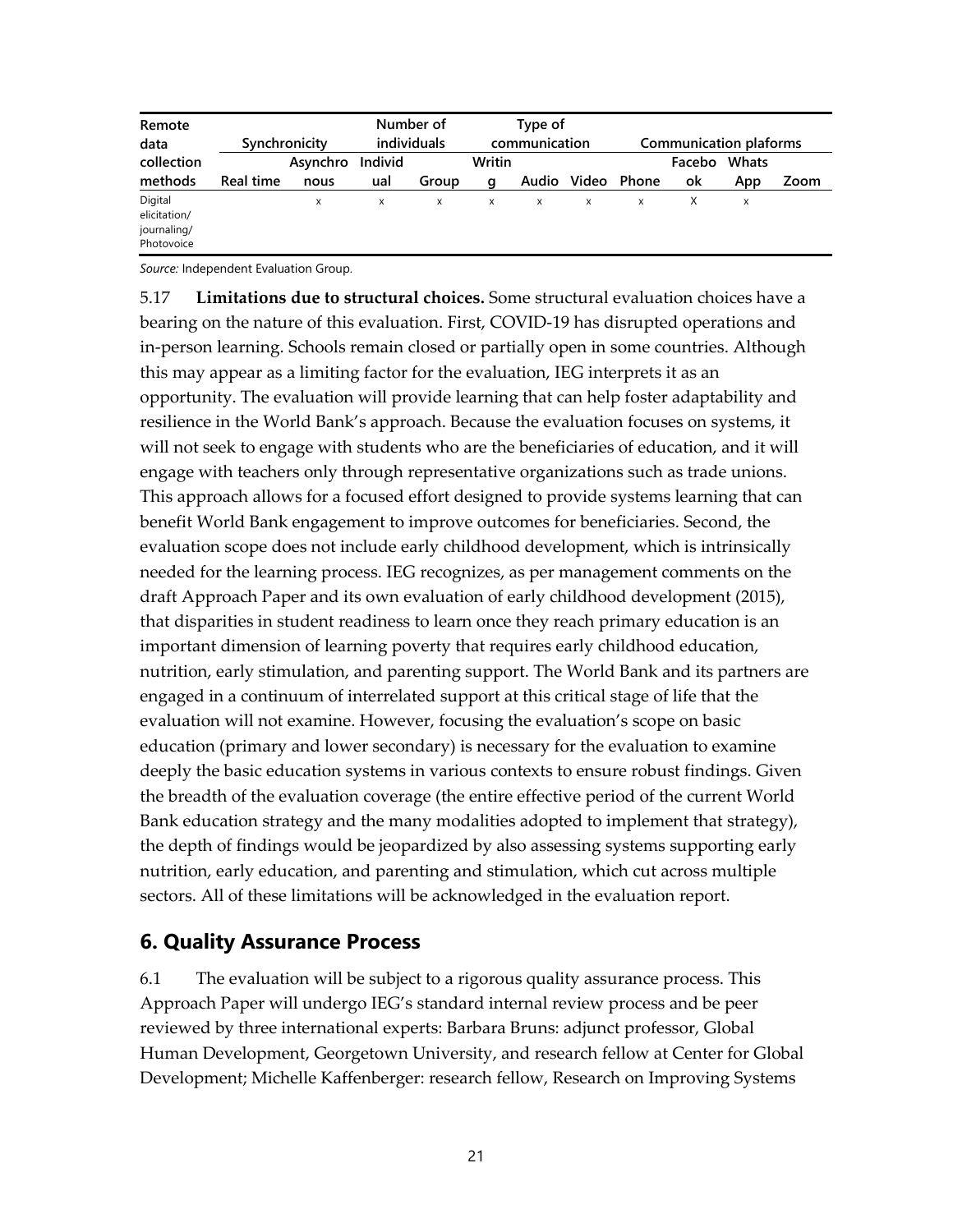| Remote data collection methods | Synchronicity | | Number of individuals | | Type of communication | | | Communication plaforms | | | |
|---|---|---|---|---|---|---|---|---|---|---|---|
| | Real time | Asynchronous | Individual | Group | Writing | Audio | Video | Phone | Facebook | Whats App | Zoom |
| Digital elicitation/ journaling/ Photovoice | | x | x | x | x | x | x | x | X | x | |

*Source:* Independent Evaluation Group.

5.17 **Limitations due to structural choices.** Some structural evaluation choices have a bearing on the nature of this evaluation. First, COVID-19 has disrupted operations and in-person learning. Schools remain closed or partially open in some countries. Although this may appear as a limiting factor for the evaluation, IEG interprets it as an opportunity. The evaluation will provide learning that can help foster adaptability and resilience in the World Bank's approach. Because the evaluation focuses on systems, it will not seek to engage with students who are the beneficiaries of education, and it will engage with teachers only through representative organizations such as trade unions. This approach allows for a focused effort designed to provide systems learning that can benefit World Bank engagement to improve outcomes for beneficiaries. Second, the evaluation scope does not include early childhood development, which is intrinsically needed for the learning process. IEG recognizes, as per management comments on the draft Approach Paper and its own evaluation of early childhood development (2015), that disparities in student readiness to learn once they reach primary education is an important dimension of learning poverty that requires early childhood education, nutrition, early stimulation, and parenting support. The World Bank and its partners are engaged in a continuum of interrelated support at this critical stage of life that the evaluation will not examine. However, focusing the evaluation's scope on basic education (primary and lower secondary) is necessary for the evaluation to examine deeply the basic education systems in various contexts to ensure robust findings. Given the breadth of the evaluation coverage (the entire effective period of the current World Bank education strategy and the many modalities adopted to implement that strategy), the depth of findings would be jeopardized by also assessing systems supporting early nutrition, early education, and parenting and stimulation, which cut across multiple sectors. All of these limitations will be acknowledged in the evaluation report.

## 6. Quality Assurance Process

6.1 The evaluation will be subject to a rigorous quality assurance process. This Approach Paper will undergo IEG's standard internal review process and be peer reviewed by three international experts: Barbara Bruns: adjunct professor, Global Human Development, Georgetown University, and research fellow at Center for Global Development; Michelle Kaffenberger: research fellow, Research on Improving Systems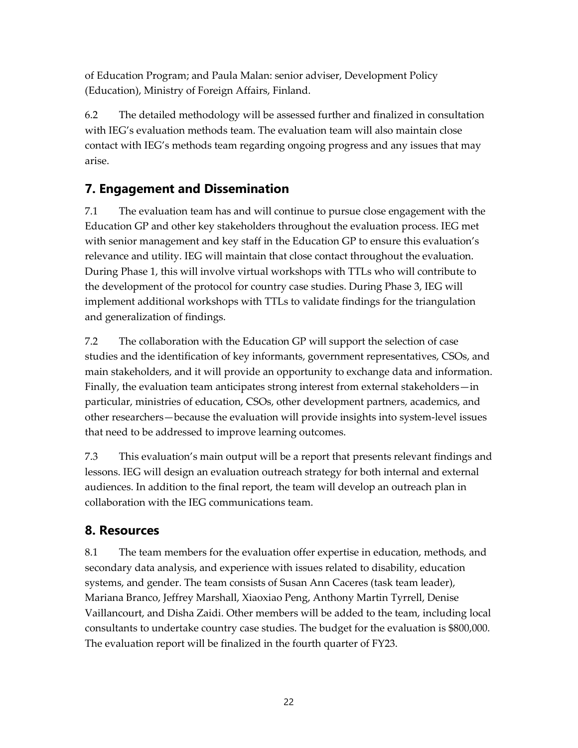of Education Program; and Paula Malan: senior adviser, Development Policy (Education), Ministry of Foreign Affairs, Finland.

6.2 The detailed methodology will be assessed further and finalized in consultation with IEG's evaluation methods team. The evaluation team will also maintain close contact with IEG's methods team regarding ongoing progress and any issues that may arise.

## 7. Engagement and Dissemination

7.1 The evaluation team has and will continue to pursue close engagement with the Education GP and other key stakeholders throughout the evaluation process. IEG met with senior management and key staff in the Education GP to ensure this evaluation's relevance and utility. IEG will maintain that close contact throughout the evaluation. During Phase 1, this will involve virtual workshops with TTLs who will contribute to the development of the protocol for country case studies. During Phase 3, IEG will implement additional workshops with TTLs to validate findings for the triangulation and generalization of findings.

7.2 The collaboration with the Education GP will support the selection of case studies and the identification of key informants, government representatives, CSOs, and main stakeholders, and it will provide an opportunity to exchange data and information. Finally, the evaluation team anticipates strong interest from external stakeholders—in particular, ministries of education, CSOs, other development partners, academics, and other researchers—because the evaluation will provide insights into system-level issues that need to be addressed to improve learning outcomes.

7.3 This evaluation's main output will be a report that presents relevant findings and lessons. IEG will design an evaluation outreach strategy for both internal and external audiences. In addition to the final report, the team will develop an outreach plan in collaboration with the IEG communications team.

## 8. Resources

8.1 The team members for the evaluation offer expertise in education, methods, and secondary data analysis, and experience with issues related to disability, education systems, and gender. The team consists of Susan Ann Caceres (task team leader), Mariana Branco, Jeffrey Marshall, Xiaoxiao Peng, Anthony Martin Tyrrell, Denise Vaillancourt, and Disha Zaidi. Other members will be added to the team, including local consultants to undertake country case studies. The budget for the evaluation is $800,000. The evaluation report will be finalized in the fourth quarter of FY23.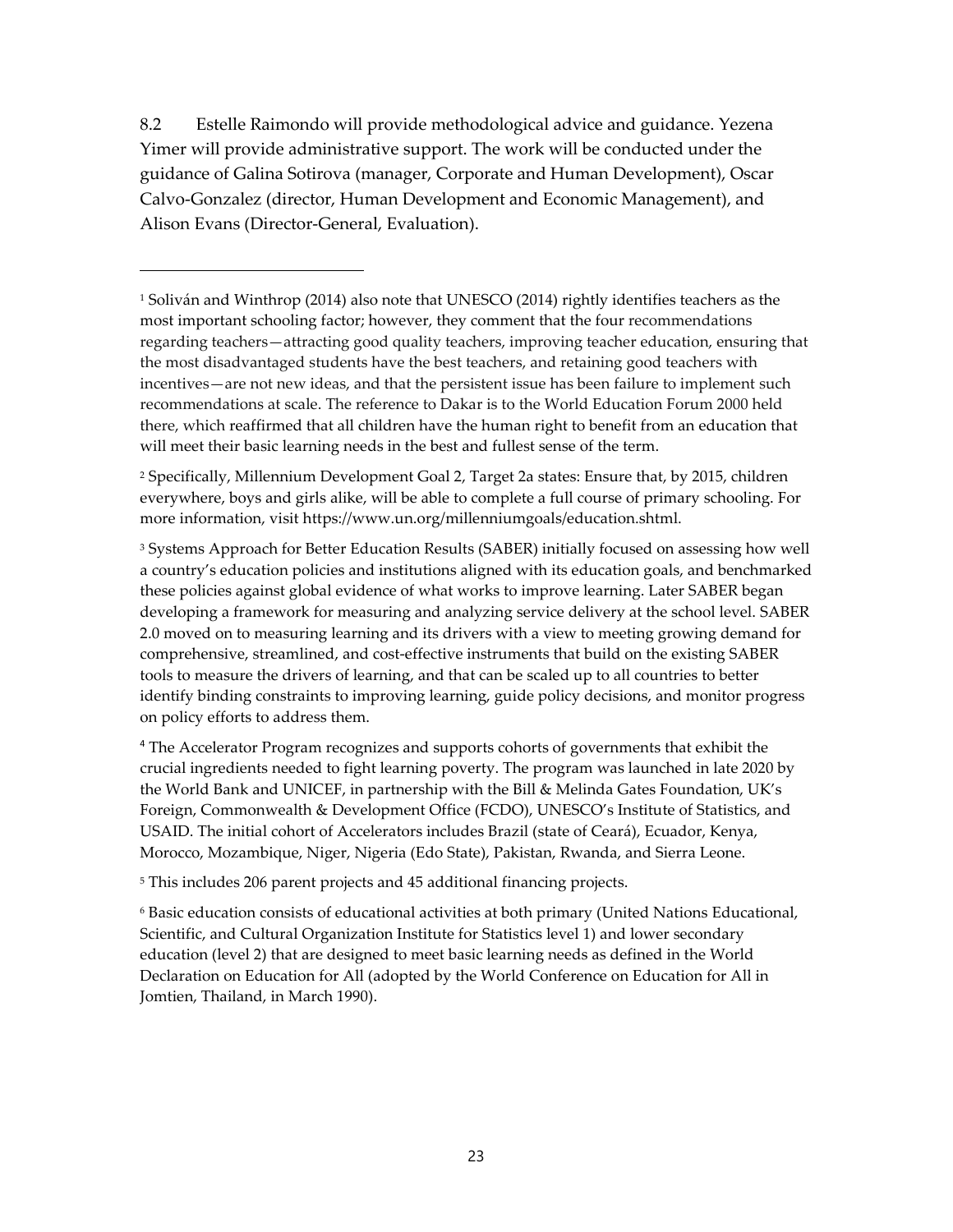8.2 Estelle Raimondo will provide methodological advice and guidance. Yezena Yimer will provide administrative support. The work will be conducted under the guidance of Galina Sotirova (manager, Corporate and Human Development), Oscar Calvo-Gonzalez (director, Human Development and Economic Management), and Alison Evans (Director-General, Evaluation).

---

[1] Soliván and Winthrop (2014) also note that UNESCO (2014) rightly identifies teachers as the most important schooling factor; however, they comment that the four recommendations regarding teachers—attracting good quality teachers, improving teacher education, ensuring that the most disadvantaged students have the best teachers, and retaining good teachers with incentives—are not new ideas, and that the persistent issue has been failure to implement such recommendations at scale. The reference to Dakar is to the World Education Forum 2000 held there, which reaffirmed that all children have the human right to benefit from an education that will meet their basic learning needs in the best and fullest sense of the term.

[2] Specifically, Millennium Development Goal 2, Target 2a states: Ensure that, by 2015, children everywhere, boys and girls alike, will be able to complete a full course of primary schooling. For more information, visit https://www.un.org/millenniumgoals/education.shtml.

[3] Systems Approach for Better Education Results (SABER) initially focused on assessing how well a country's education policies and institutions aligned with its education goals, and benchmarked these policies against global evidence of what works to improve learning. Later SABER began developing a framework for measuring and analyzing service delivery at the school level. SABER 2.0 moved on to measuring learning and its drivers with a view to meeting growing demand for comprehensive, streamlined, and cost-effective instruments that build on the existing SABER tools to measure the drivers of learning, and that can be scaled up to all countries to better identify binding constraints to improving learning, guide policy decisions, and monitor progress on policy efforts to address them.

[4] The Accelerator Program recognizes and supports cohorts of governments that exhibit the crucial ingredients needed to fight learning poverty. The program was launched in late 2020 by the World Bank and UNICEF, in partnership with the Bill & Melinda Gates Foundation, UK's Foreign, Commonwealth & Development Office (FCDO), UNESCO's Institute of Statistics, and USAID. The initial cohort of Accelerators includes Brazil (state of Ceará), Ecuador, Kenya, Morocco, Mozambique, Niger, Nigeria (Edo State), Pakistan, Rwanda, and Sierra Leone.

[5] This includes 206 parent projects and 45 additional financing projects.

[6] Basic education consists of educational activities at both primary (United Nations Educational, Scientific, and Cultural Organization Institute for Statistics level 1) and lower secondary education (level 2) that are designed to meet basic learning needs as defined in the World Declaration on Education for All (adopted by the World Conference on Education for All in Jomtien, Thailand, in March 1990).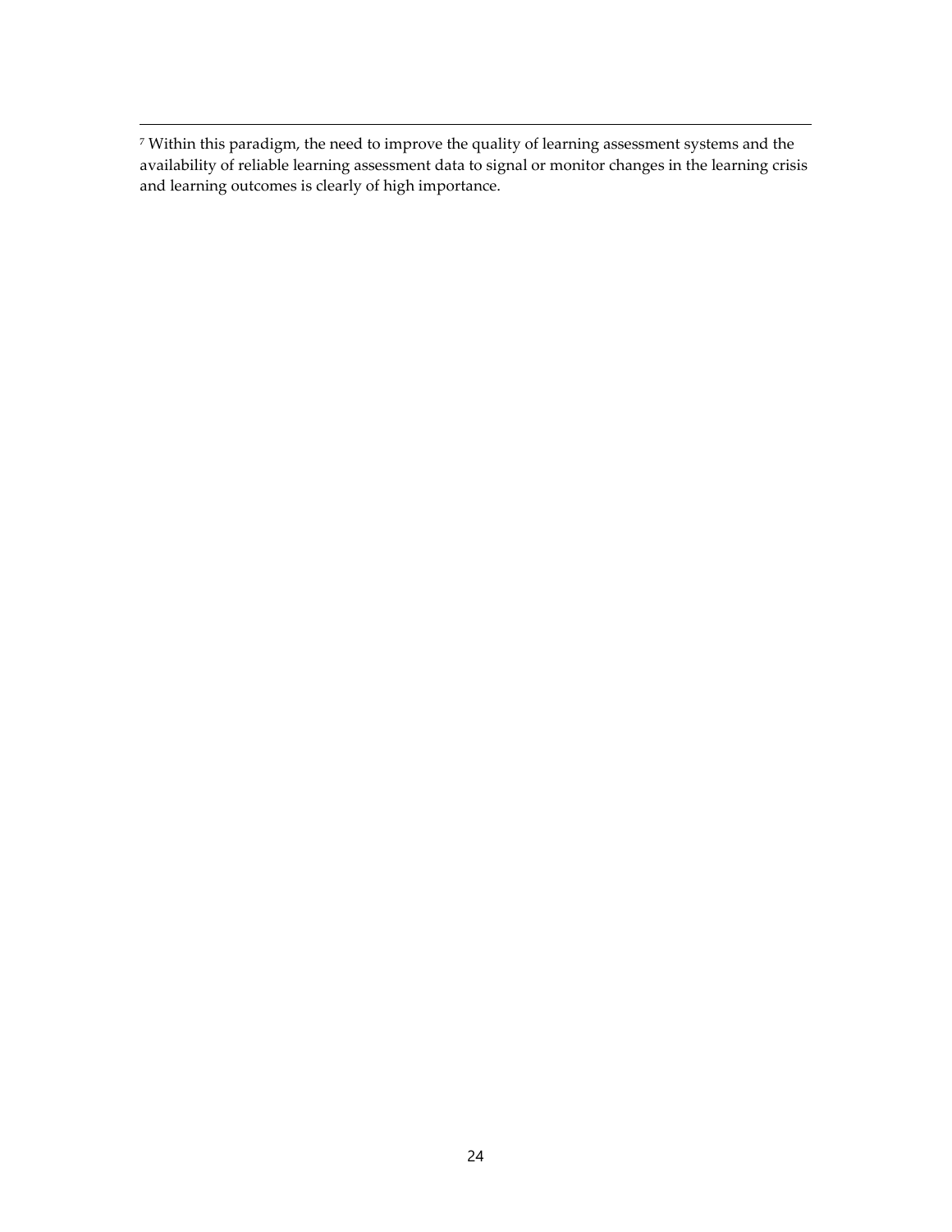[7] Within this paradigm, the need to improve the quality of learning assessment systems and the availability of reliable learning assessment data to signal or monitor changes in the learning crisis and learning outcomes is clearly of high importance.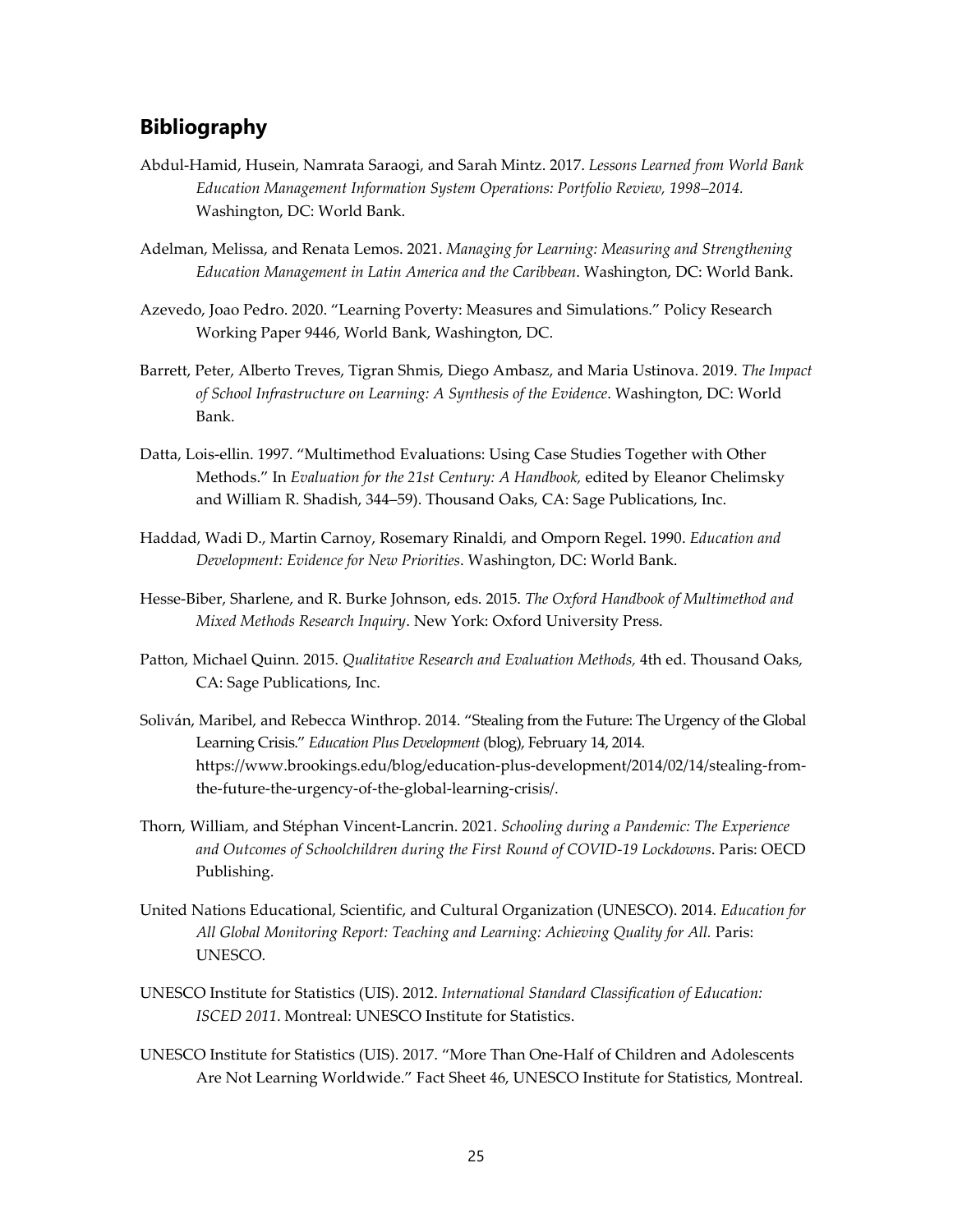## Bibliography

Abdul-Hamid, Husein, Namrata Saraogi, and Sarah Mintz. 2017. *Lessons Learned from World Bank Education Management Information System Operations: Portfolio Review, 1998–2014.* Washington, DC: World Bank.

Adelman, Melissa, and Renata Lemos. 2021. *Managing for Learning: Measuring and Strengthening Education Management in Latin America and the Caribbean*. Washington, DC: World Bank.

Azevedo, Joao Pedro. 2020. "Learning Poverty: Measures and Simulations." Policy Research Working Paper 9446, World Bank, Washington, DC.

Barrett, Peter, Alberto Treves, Tigran Shmis, Diego Ambasz, and Maria Ustinova. 2019. *The Impact of School Infrastructure on Learning: A Synthesis of the Evidence*. Washington, DC: World Bank.

Datta, Lois-ellin. 1997. "Multimethod Evaluations: Using Case Studies Together with Other Methods." In *Evaluation for the 21st Century: A Handbook,* edited by Eleanor Chelimsky and William R. Shadish, 344–59). Thousand Oaks, CA: Sage Publications, Inc.

Haddad, Wadi D., Martin Carnoy, Rosemary Rinaldi, and Omporn Regel. 1990. *Education and Development: Evidence for New Priorities*. Washington, DC: World Bank.

Hesse-Biber, Sharlene, and R. Burke Johnson, eds. 2015. *The Oxford Handbook of Multimethod and Mixed Methods Research Inquiry*. New York: Oxford University Press.

Patton, Michael Quinn. 2015. *Qualitative Research and Evaluation Methods,* 4th ed. Thousand Oaks, CA: Sage Publications, Inc.

Soliván, Maribel, and Rebecca Winthrop. 2014. "Stealing from the Future: The Urgency of the Global Learning Crisis." *Education Plus Development* (blog), February 14, 2014. https://www.brookings.edu/blog/education-plus-development/2014/02/14/stealing-from-the-future-the-urgency-of-the-global-learning-crisis/.

Thorn, William, and Stéphan Vincent-Lancrin. 2021. *Schooling during a Pandemic: The Experience and Outcomes of Schoolchildren during the First Round of COVID-19 Lockdowns*. Paris: OECD Publishing.

United Nations Educational, Scientific, and Cultural Organization (UNESCO). 2014. *Education for All Global Monitoring Report: Teaching and Learning: Achieving Quality for All.* Paris: UNESCO.

UNESCO Institute for Statistics (UIS). 2012. *International Standard Classification of Education: ISCED 2011*. Montreal: UNESCO Institute for Statistics.

UNESCO Institute for Statistics (UIS). 2017. "More Than One-Half of Children and Adolescents Are Not Learning Worldwide." Fact Sheet 46, UNESCO Institute for Statistics, Montreal.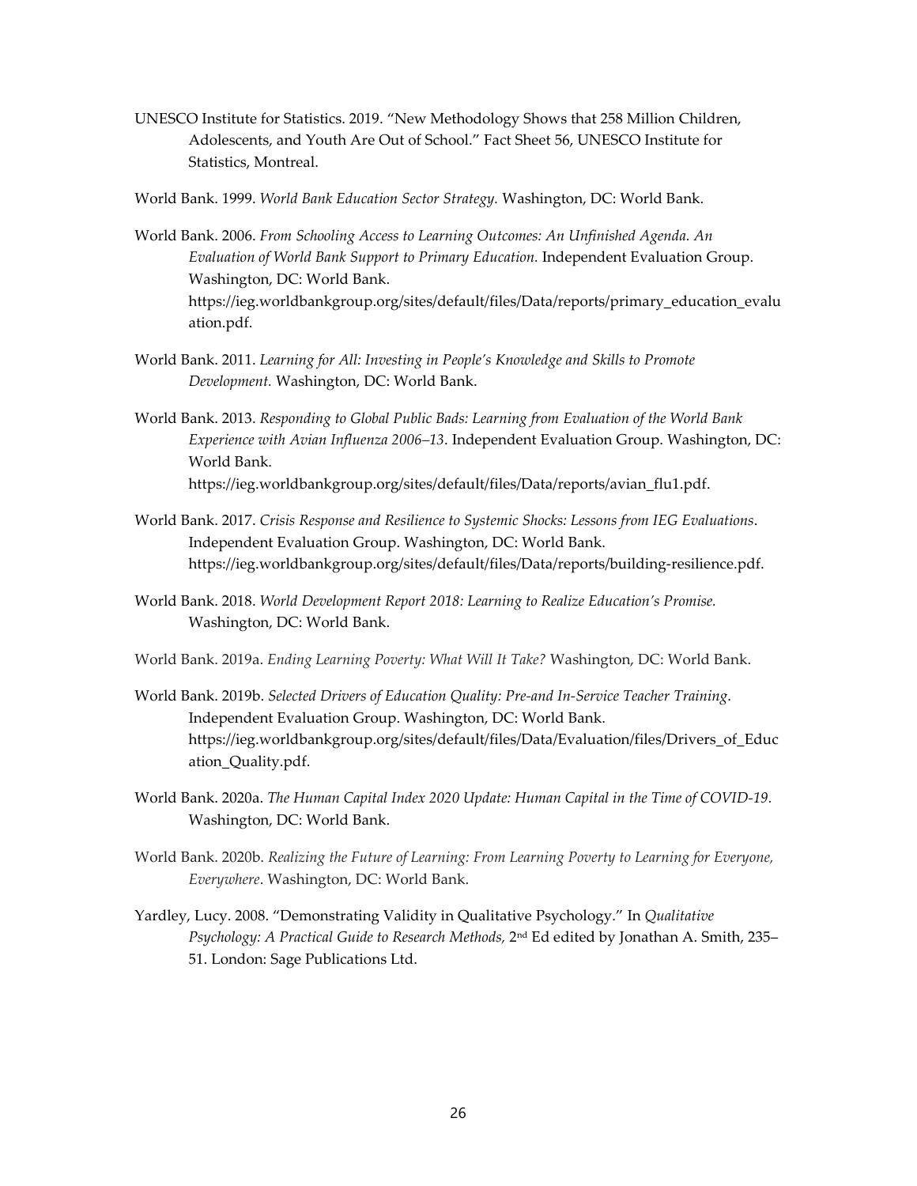UNESCO Institute for Statistics. 2019. "New Methodology Shows that 258 Million Children, Adolescents, and Youth Are Out of School." Fact Sheet 56, UNESCO Institute for Statistics, Montreal.

World Bank. 1999. *World Bank Education Sector Strategy.* Washington, DC: World Bank.

World Bank. 2006. *From Schooling Access to Learning Outcomes: An Unfinished Agenda. An Evaluation of World Bank Support to Primary Education.* Independent Evaluation Group. Washington, DC: World Bank. https://ieg.worldbankgroup.org/sites/default/files/Data/reports/primary_education_evaluation.pdf.

World Bank. 2011. *Learning for All: Investing in People's Knowledge and Skills to Promote Development.* Washington, DC: World Bank.

World Bank. 2013. *Responding to Global Public Bads: Learning from Evaluation of the World Bank Experience with Avian Influenza 2006–13*. Independent Evaluation Group. Washington, DC: World Bank. https://ieg.worldbankgroup.org/sites/default/files/Data/reports/avian_flu1.pdf.

World Bank. 2017. *Crisis Response and Resilience to Systemic Shocks: Lessons from IEG Evaluations*. Independent Evaluation Group. Washington, DC: World Bank. https://ieg.worldbankgroup.org/sites/default/files/Data/reports/building-resilience.pdf.

World Bank. 2018. *World Development Report 2018: Learning to Realize Education's Promise.* Washington, DC: World Bank.

World Bank. 2019a. *Ending Learning Poverty: What Will It Take?* Washington, DC: World Bank.

World Bank. 2019b. *Selected Drivers of Education Quality: Pre-and In-Service Teacher Training*. Independent Evaluation Group. Washington, DC: World Bank. https://ieg.worldbankgroup.org/sites/default/files/Data/Evaluation/files/Drivers_of_Education_Quality.pdf.

World Bank. 2020a. *The Human Capital Index 2020 Update: Human Capital in the Time of COVID-19.* Washington, DC: World Bank.

World Bank. 2020b. *Realizing the Future of Learning: From Learning Poverty to Learning for Everyone, Everywhere*. Washington, DC: World Bank.

Yardley, Lucy. 2008. "Demonstrating Validity in Qualitative Psychology." In *Qualitative Psychology: A Practical Guide to Research Methods,* 2nd Ed edited by Jonathan A. Smith, 235–51. London: Sage Publications Ltd.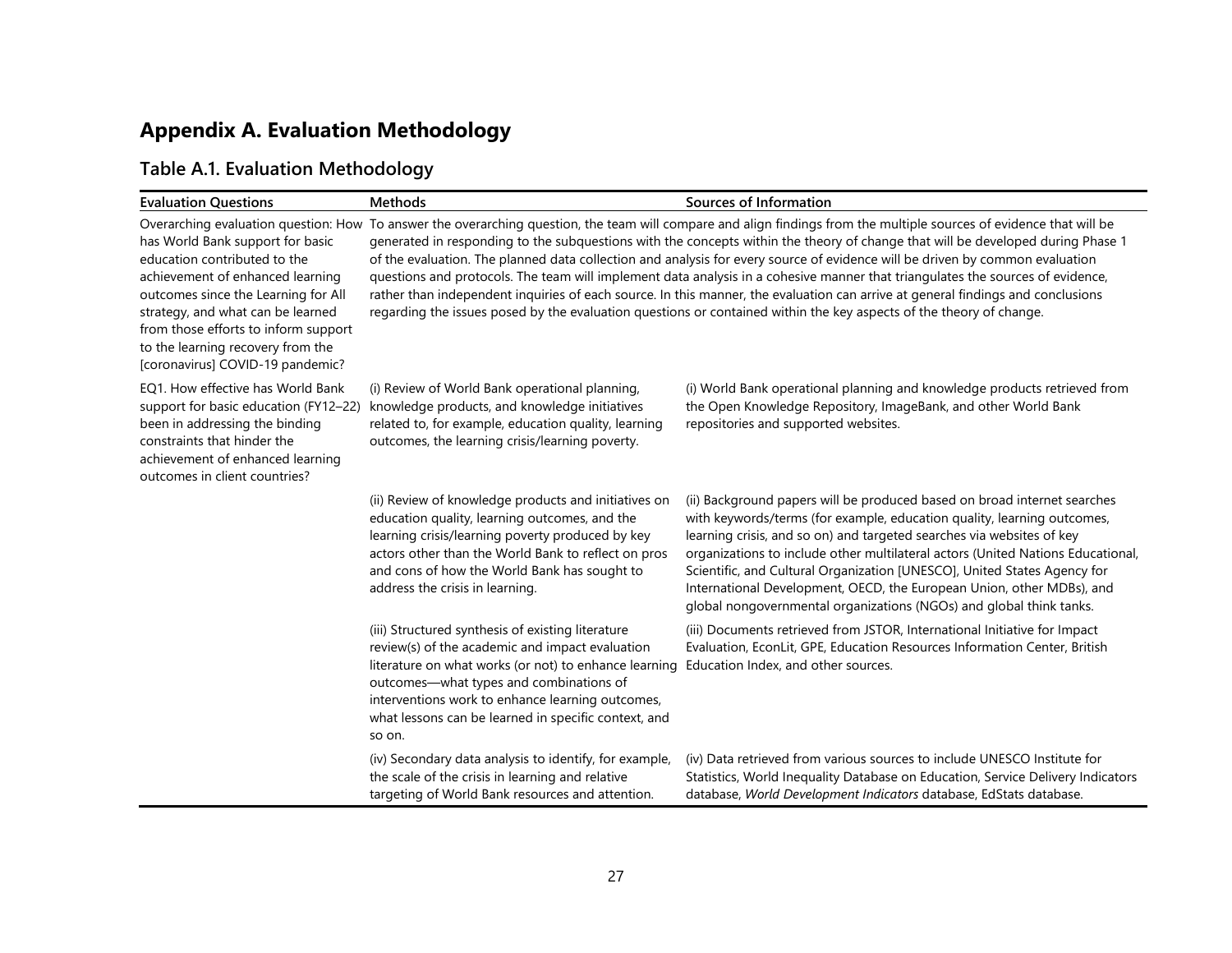# Appendix A. Evaluation Methodology

## Table A.1. Evaluation Methodology

| Evaluation Questions | Methods | Sources of Information |
|---|---|---|
| Overarching evaluation question: How has World Bank support for basic education contributed to the achievement of enhanced learning outcomes since the Learning for All strategy, and what can be learned from those efforts to inform support to the learning recovery from the [coronavirus] COVID-19 pandemic? | To answer the overarching question, the team will compare and align findings from the multiple sources of evidence that will be generated in responding to the subquestions with the concepts within the theory of change that will be developed during Phase 1 of the evaluation. The planned data collection and analysis for every source of evidence will be driven by common evaluation questions and protocols. The team will implement data analysis in a cohesive manner that triangulates the sources of evidence, rather than independent inquiries of each source. In this manner, the evaluation can arrive at general findings and conclusions regarding the issues posed by the evaluation questions or contained within the key aspects of the theory of change. | |
| EQ1. How effective has World Bank support for basic education (FY12–22) been in addressing the binding constraints that hinder the achievement of enhanced learning outcomes in client countries? | (i) Review of World Bank operational planning, knowledge products, and knowledge initiatives related to, for example, education quality, learning outcomes, the learning crisis/learning poverty. | (i) World Bank operational planning and knowledge products retrieved from the Open Knowledge Repository, ImageBank, and other World Bank repositories and supported websites. |
| | (ii) Review of knowledge products and initiatives on education quality, learning outcomes, and the learning crisis/learning poverty produced by key actors other than the World Bank to reflect on pros and cons of how the World Bank has sought to address the crisis in learning. | (ii) Background papers will be produced based on broad internet searches with keywords/terms (for example, education quality, learning outcomes, learning crisis, and so on) and targeted searches via websites of key organizations to include other multilateral actors (United Nations Educational, Scientific, and Cultural Organization [UNESCO], United States Agency for International Development, OECD, the European Union, other MDBs), and global nongovernmental organizations (NGOs) and global think tanks. |
| | (iii) Structured synthesis of existing literature review(s) of the academic and impact evaluation literature on what works (or not) to enhance learning outcomes—what types and combinations of interventions work to enhance learning outcomes, what lessons can be learned in specific context, and so on. | (iii) Documents retrieved from JSTOR, International Initiative for Impact Evaluation, EconLit, GPE, Education Resources Information Center, British Education Index, and other sources. |
| | (iv) Secondary data analysis to identify, for example, the scale of the crisis in learning and relative targeting of World Bank resources and attention. | (iv) Data retrieved from various sources to include UNESCO Institute for Statistics, World Inequality Database on Education, Service Delivery Indicators database, *World Development Indicators* database, EdStats database. |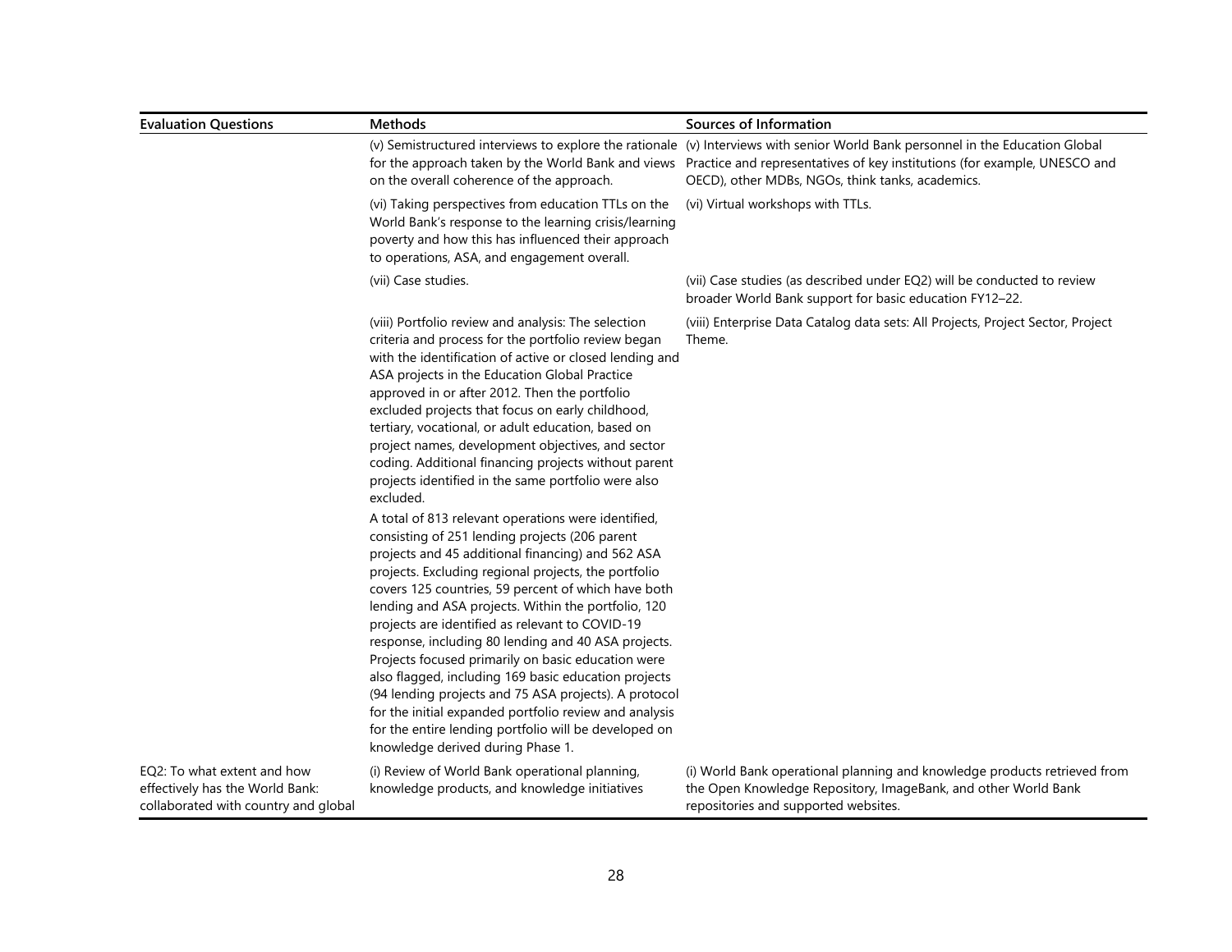| Evaluation Questions | Methods | Sources of Information |
|---|---|---|
| | (v) Semistructured interviews to explore the rationale for the approach taken by the World Bank and views on the overall coherence of the approach. | (v) Interviews with senior World Bank personnel in the Education Global Practice and representatives of key institutions (for example, UNESCO and OECD), other MDBs, NGOs, think tanks, academics. |
| | (vi) Taking perspectives from education TTLs on the World Bank's response to the learning crisis/learning poverty and how this has influenced their approach to operations, ASA, and engagement overall. | (vi) Virtual workshops with TTLs. |
| | (vii) Case studies. | (vii) Case studies (as described under EQ2) will be conducted to review broader World Bank support for basic education FY12–22. |
| | (viii) Portfolio review and analysis: The selection criteria and process for the portfolio review began with the identification of active or closed lending and ASA projects in the Education Global Practice approved in or after 2012. Then the portfolio excluded projects that focus on early childhood, tertiary, vocational, or adult education, based on project names, development objectives, and sector coding. Additional financing projects without parent projects identified in the same portfolio were also excluded.<br><br>A total of 813 relevant operations were identified, consisting of 251 lending projects (206 parent projects and 45 additional financing) and 562 ASA projects. Excluding regional projects, the portfolio covers 125 countries, 59 percent of which have both lending and ASA projects. Within the portfolio, 120 projects are identified as relevant to COVID-19 response, including 80 lending and 40 ASA projects. Projects focused primarily on basic education were also flagged, including 169 basic education projects (94 lending projects and 75 ASA projects). A protocol for the initial expanded portfolio review and analysis for the entire lending portfolio will be developed on knowledge derived during Phase 1. | (viii) Enterprise Data Catalog data sets: All Projects, Project Sector, Project Theme. |
| EQ2: To what extent and how effectively has the World Bank: collaborated with country and global | (i) Review of World Bank operational planning, knowledge products, and knowledge initiatives | (i) World Bank operational planning and knowledge products retrieved from the Open Knowledge Repository, ImageBank, and other World Bank repositories and supported websites. |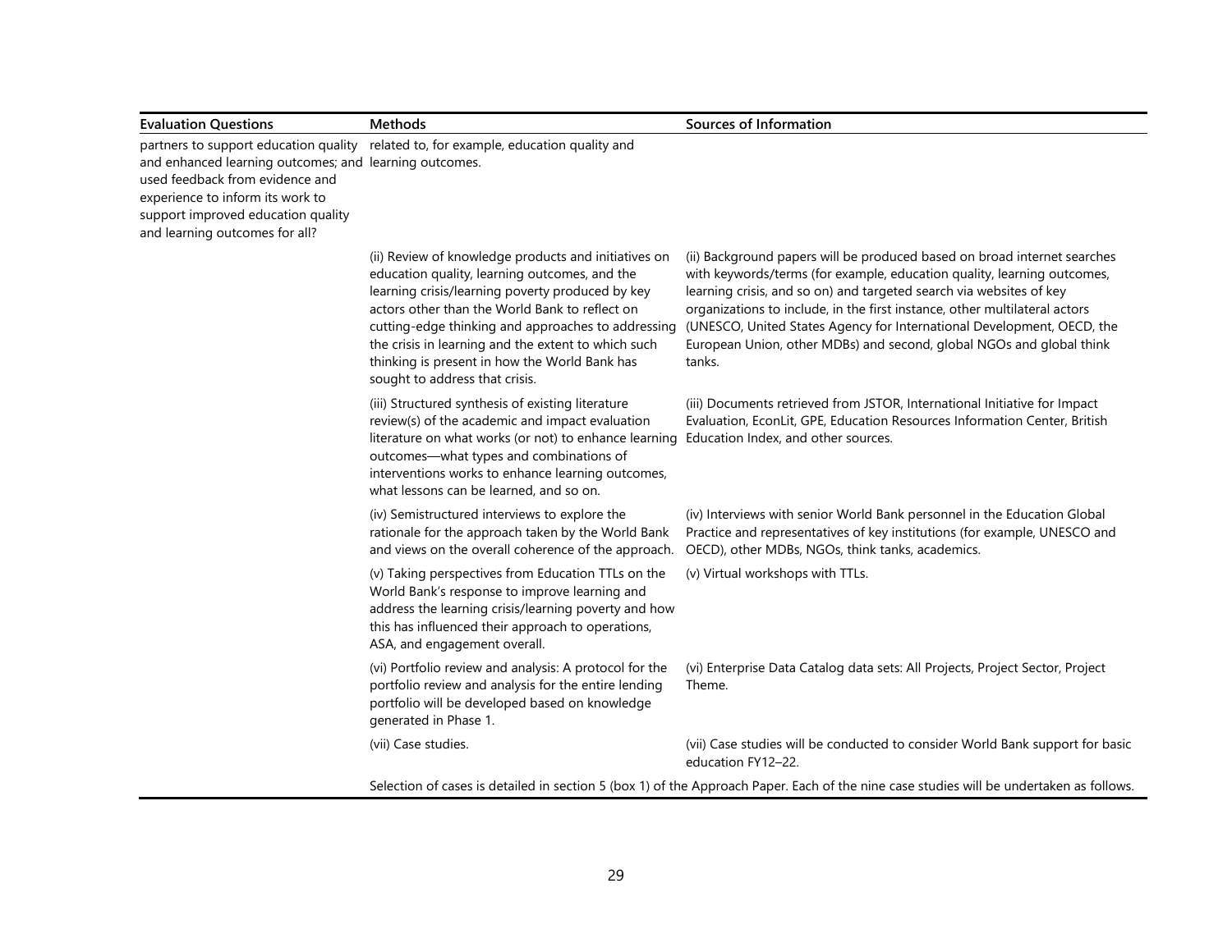| Evaluation Questions | Methods | Sources of Information |
|---|---|---|
| partners to support education quality and enhanced learning outcomes; and used feedback from evidence and experience to inform its work to support improved education quality and learning outcomes for all? | related to, for example, education quality and learning outcomes. | |
| | (ii) Review of knowledge products and initiatives on education quality, learning outcomes, and the learning crisis/learning poverty produced by key actors other than the World Bank to reflect on cutting-edge thinking and approaches to addressing the crisis in learning and the extent to which such thinking is present in how the World Bank has sought to address that crisis. | (ii) Background papers will be produced based on broad internet searches with keywords/terms (for example, education quality, learning outcomes, learning crisis, and so on) and targeted search via websites of key organizations to include, in the first instance, other multilateral actors (UNESCO, United States Agency for International Development, OECD, the European Union, other MDBs) and second, global NGOs and global think tanks. |
| | (iii) Structured synthesis of existing literature review(s) of the academic and impact evaluation literature on what works (or not) to enhance learning outcomes—what types and combinations of interventions works to enhance learning outcomes, what lessons can be learned, and so on. | (iii) Documents retrieved from JSTOR, International Initiative for Impact Evaluation, EconLit, GPE, Education Resources Information Center, British Education Index, and other sources. |
| | (iv) Semistructured interviews to explore the rationale for the approach taken by the World Bank and views on the overall coherence of the approach. | (iv) Interviews with senior World Bank personnel in the Education Global Practice and representatives of key institutions (for example, UNESCO and OECD), other MDBs, NGOs, think tanks, academics. |
| | (v) Taking perspectives from Education TTLs on the World Bank's response to improve learning and address the learning crisis/learning poverty and how this has influenced their approach to operations, ASA, and engagement overall. | (v) Virtual workshops with TTLs. |
| | (vi) Portfolio review and analysis: A protocol for the portfolio review and analysis for the entire lending portfolio will be developed based on knowledge generated in Phase 1. | (vi) Enterprise Data Catalog data sets: All Projects, Project Sector, Project Theme. |
| | (vii) Case studies. | (vii) Case studies will be conducted to consider World Bank support for basic education FY12–22. |
| | Selection of cases is detailed in section 5 (box 1) of the Approach Paper. Each of the nine case studies will be undertaken as follows. | |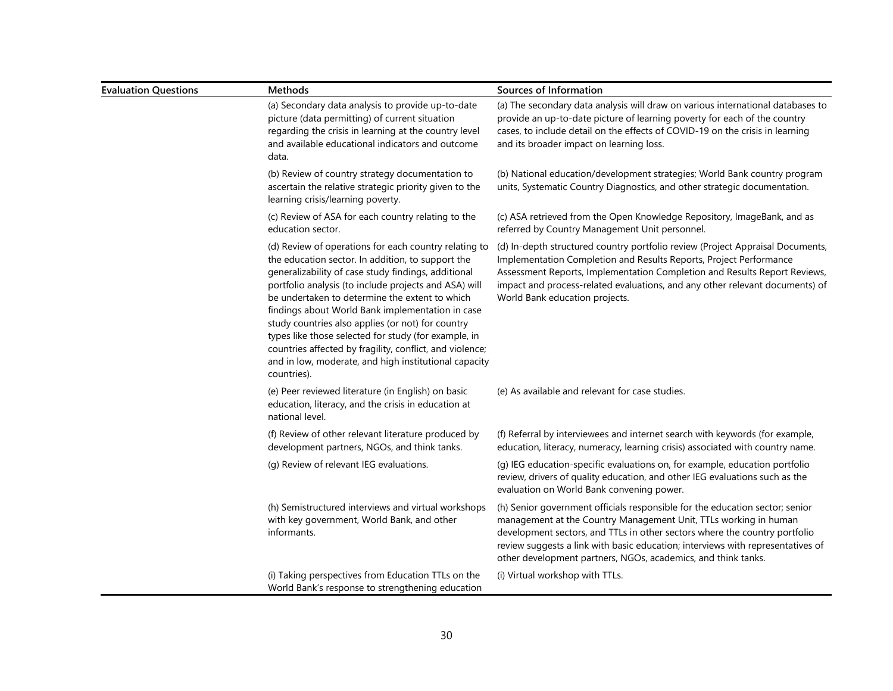| Evaluation Questions | Methods | Sources of Information |
| --- | --- | --- |
| | (a) Secondary data analysis to provide up-to-date picture (data permitting) of current situation regarding the crisis in learning at the country level and available educational indicators and outcome data. | (a) The secondary data analysis will draw on various international databases to provide an up-to-date picture of learning poverty for each of the country cases, to include detail on the effects of COVID-19 on the crisis in learning and its broader impact on learning loss. |
| | (b) Review of country strategy documentation to ascertain the relative strategic priority given to the learning crisis/learning poverty. | (b) National education/development strategies; World Bank country program units, Systematic Country Diagnostics, and other strategic documentation. |
| | (c) Review of ASA for each country relating to the education sector. | (c) ASA retrieved from the Open Knowledge Repository, ImageBank, and as referred by Country Management Unit personnel. |
| | (d) Review of operations for each country relating to the education sector. In addition, to support the generalizability of case study findings, additional portfolio analysis (to include projects and ASA) will be undertaken to determine the extent to which findings about World Bank implementation in case study countries also applies (or not) for country types like those selected for study (for example, in countries affected by fragility, conflict, and violence; and in low, moderate, and high institutional capacity countries). | (d) In-depth structured country portfolio review (Project Appraisal Documents, Implementation Completion and Results Reports, Project Performance Assessment Reports, Implementation Completion and Results Report Reviews, impact and process-related evaluations, and any other relevant documents) of World Bank education projects. |
| | (e) Peer reviewed literature (in English) on basic education, literacy, and the crisis in education at national level. | (e) As available and relevant for case studies. |
| | (f) Review of other relevant literature produced by development partners, NGOs, and think tanks. | (f) Referral by interviewees and internet search with keywords (for example, education, literacy, numeracy, learning crisis) associated with country name. |
| | (g) Review of relevant IEG evaluations. | (g) IEG education-specific evaluations on, for example, education portfolio review, drivers of quality education, and other IEG evaluations such as the evaluation on World Bank convening power. |
| | (h) Semistructured interviews and virtual workshops with key government, World Bank, and other informants. | (h) Senior government officials responsible for the education sector; senior management at the Country Management Unit, TTLs working in human development sectors, and TTLs in other sectors where the country portfolio review suggests a link with basic education; interviews with representatives of other development partners, NGOs, academics, and think tanks. |
| | (i) Taking perspectives from Education TTLs on the World Bank's response to strengthening education | (i) Virtual workshop with TTLs. |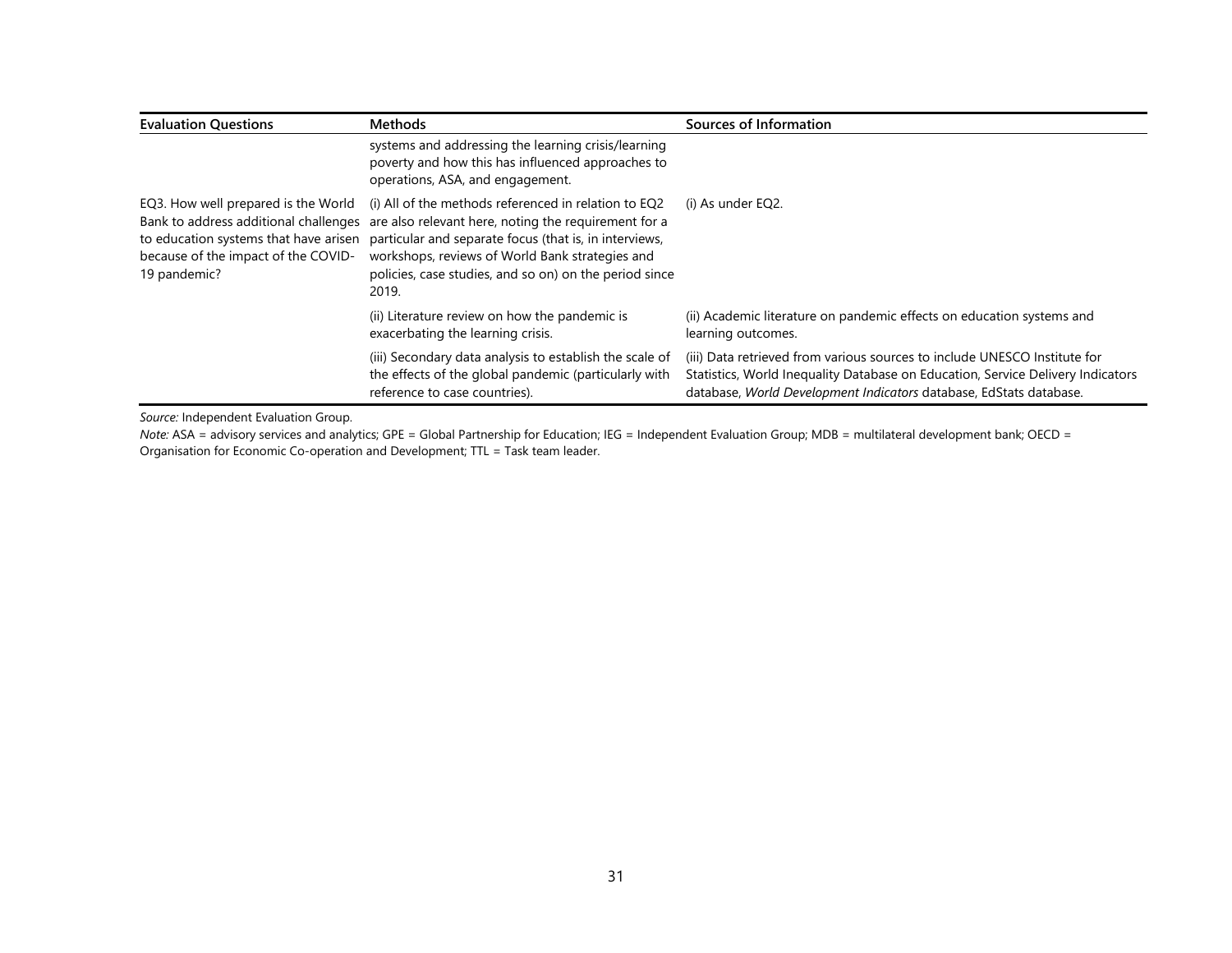| Evaluation Questions | Methods | Sources of Information |
|---|---|---|
| | systems and addressing the learning crisis/learning poverty and how this has influenced approaches to operations, ASA, and engagement. | |
| EQ3. How well prepared is the World Bank to address additional challenges to education systems that have arisen because of the impact of the COVID-19 pandemic? | (i) All of the methods referenced in relation to EQ2 are also relevant here, noting the requirement for a particular and separate focus (that is, in interviews, workshops, reviews of World Bank strategies and policies, case studies, and so on) on the period since 2019. | (i) As under EQ2. |
| | (ii) Literature review on how the pandemic is exacerbating the learning crisis. | (ii) Academic literature on pandemic effects on education systems and learning outcomes. |
| | (iii) Secondary data analysis to establish the scale of the effects of the global pandemic (particularly with reference to case countries). | (iii) Data retrieved from various sources to include UNESCO Institute for Statistics, World Inequality Database on Education, Service Delivery Indicators database, *World Development Indicators* database, EdStats database. |

*Source:* Independent Evaluation Group.

*Note:* ASA = advisory services and analytics; GPE = Global Partnership for Education; IEG = Independent Evaluation Group; MDB = multilateral development bank; OECD = Organisation for Economic Co-operation and Development; TTL = Task team leader.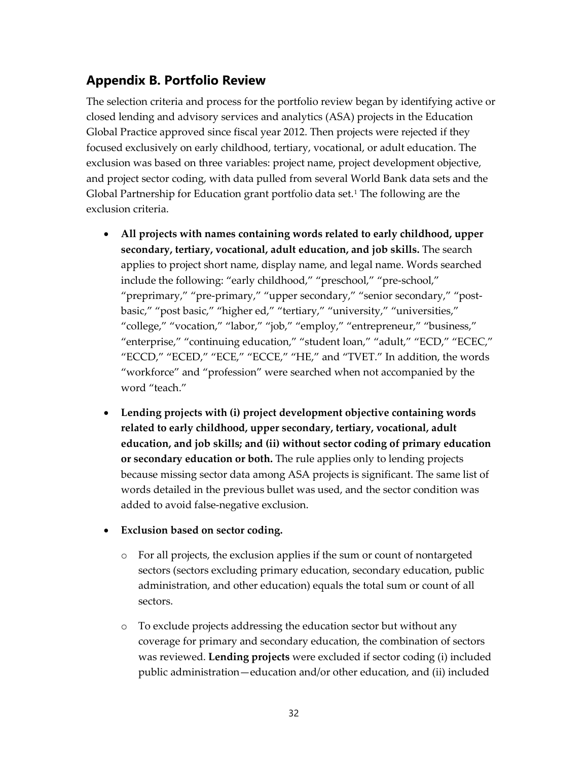## Appendix B. Portfolio Review

The selection criteria and process for the portfolio review began by identifying active or closed lending and advisory services and analytics (ASA) projects in the Education Global Practice approved since fiscal year 2012. Then projects were rejected if they focused exclusively on early childhood, tertiary, vocational, or adult education. The exclusion was based on three variables: project name, project development objective, and project sector coding, with data pulled from several World Bank data sets and the Global Partnership for Education grant portfolio data set.[1] The following are the exclusion criteria.

- **All projects with names containing words related to early childhood, upper secondary, tertiary, vocational, adult education, and job skills.** The search applies to project short name, display name, and legal name. Words searched include the following: "early childhood," "preschool," "pre-school," "preprimary," "pre-primary," "upper secondary," "senior secondary," "post-basic," "post basic," "higher ed," "tertiary," "university," "universities," "college," "vocation," "labor," "job," "employ," "entrepreneur," "business," "enterprise," "continuing education," "student loan," "adult," "ECD," "ECEC," "ECCD," "ECED," "ECE," "ECCE," "HE," and "TVET." In addition, the words "workforce" and "profession" were searched when not accompanied by the word "teach."

- **Lending projects with (i) project development objective containing words related to early childhood, upper secondary, tertiary, vocational, adult education, and job skills; and (ii) without sector coding of primary education or secondary education or both.** The rule applies only to lending projects because missing sector data among ASA projects is significant. The same list of words detailed in the previous bullet was used, and the sector condition was added to avoid false-negative exclusion.

- **Exclusion based on sector coding.**
  - For all projects, the exclusion applies if the sum or count of nontargeted sectors (sectors excluding primary education, secondary education, public administration, and other education) equals the total sum or count of all sectors.
  - To exclude projects addressing the education sector but without any coverage for primary and secondary education, the combination of sectors was reviewed. **Lending projects** were excluded if sector coding (i) included public administration—education and/or other education, and (ii) included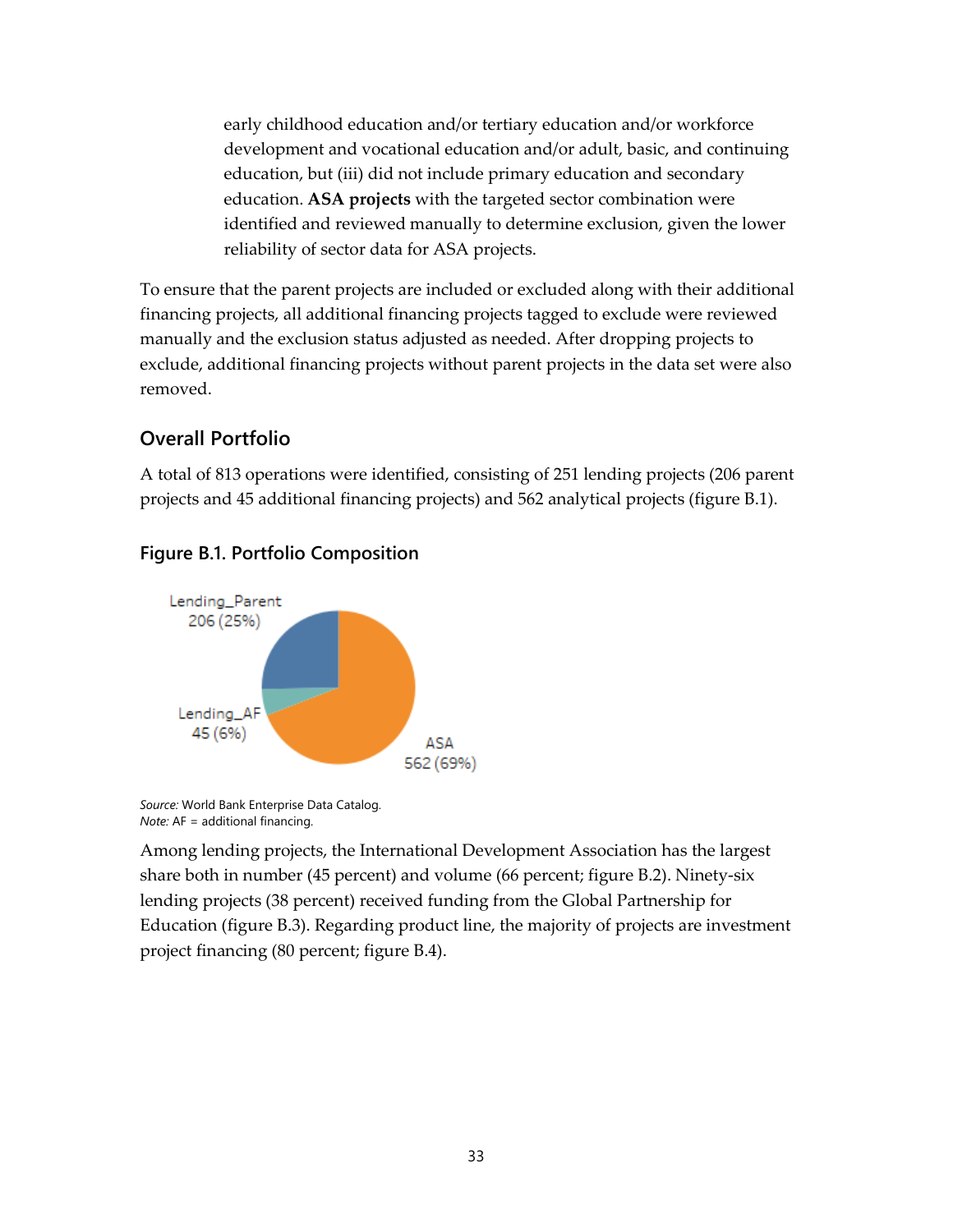early childhood education and/or tertiary education and/or workforce development and vocational education and/or adult, basic, and continuing education, but (iii) did not include primary education and secondary education. **ASA projects** with the targeted sector combination were identified and reviewed manually to determine exclusion, given the lower reliability of sector data for ASA projects.

To ensure that the parent projects are included or excluded along with their additional financing projects, all additional financing projects tagged to exclude were reviewed manually and the exclusion status adjusted as needed. After dropping projects to exclude, additional financing projects without parent projects in the data set were also removed.

## Overall Portfolio

A total of 813 operations were identified, consisting of 251 lending projects (206 parent projects and 45 additional financing projects) and 562 analytical projects (figure B.1).

### Figure B.1. Portfolio Composition

Lending_Parent 206 (25%)

Lending_AF 45 (6%)

ASA 562 (69%)

*Source:* World Bank Enterprise Data Catalog.
*Note:* AF = additional financing.

Among lending projects, the International Development Association has the largest share both in number (45 percent) and volume (66 percent; figure B.2). Ninety-six lending projects (38 percent) received funding from the Global Partnership for Education (figure B.3). Regarding product line, the majority of projects are investment project financing (80 percent; figure B.4).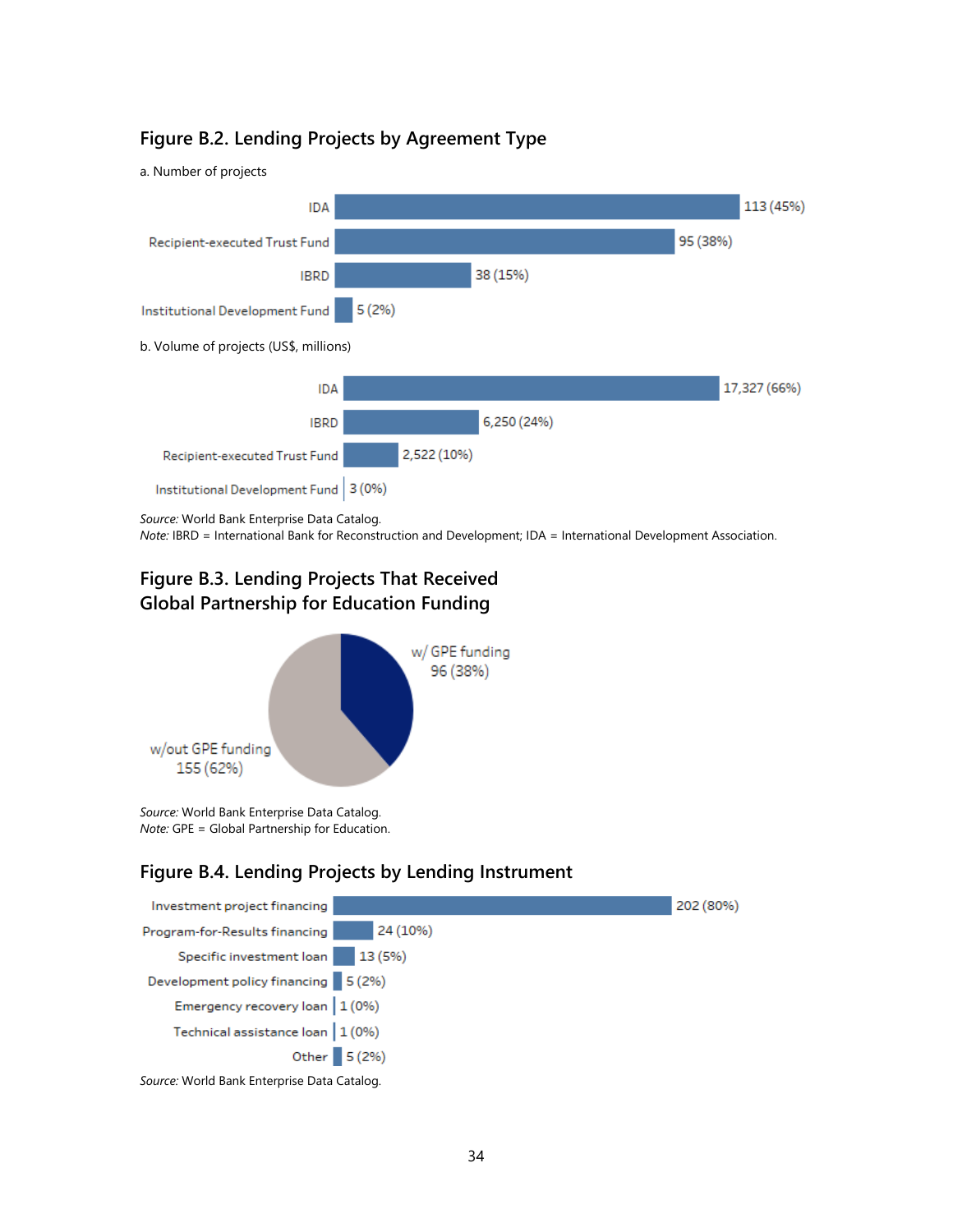### Figure B.2. Lending Projects by Agreement Type

a. Number of projects

| Agreement type | Number of projects |
|---|---|
| IDA | 113 (45%) |
| Recipient-executed Trust Fund | 95 (38%) |
| IBRD | 38 (15%) |
| Institutional Development Fund | 5 (2%) |

b. Volume of projects (US$, millions)

| Agreement type | Volume |
|---|---|
| IDA | 17,327 (66%) |
| IBRD | 6,250 (24%) |
| Recipient-executed Trust Fund | 2,522 (10%) |
| Institutional Development Fund | 3 (0%) |

*Source:* World Bank Enterprise Data Catalog.
*Note:* IBRD = International Bank for Reconstruction and Development; IDA = International Development Association.

### Figure B.3. Lending Projects That Received Global Partnership for Education Funding

| Category | Number of projects |
|---|---|
| w/ GPE funding | 96 (38%) |
| w/out GPE funding | 155 (62%) |

*Source:* World Bank Enterprise Data Catalog.
*Note:* GPE = Global Partnership for Education.

### Figure B.4. Lending Projects by Lending Instrument

| Lending instrument | Number of projects |
|---|---|
| Investment project financing | 202 (80%) |
| Program-for-Results financing | 24 (10%) |
| Specific investment loan | 13 (5%) |
| Development policy financing | 5 (2%) |
| Emergency recovery loan | 1 (0%) |
| Technical assistance loan | 1 (0%) |
| Other | 5 (2%) |

*Source:* World Bank Enterprise Data Catalog.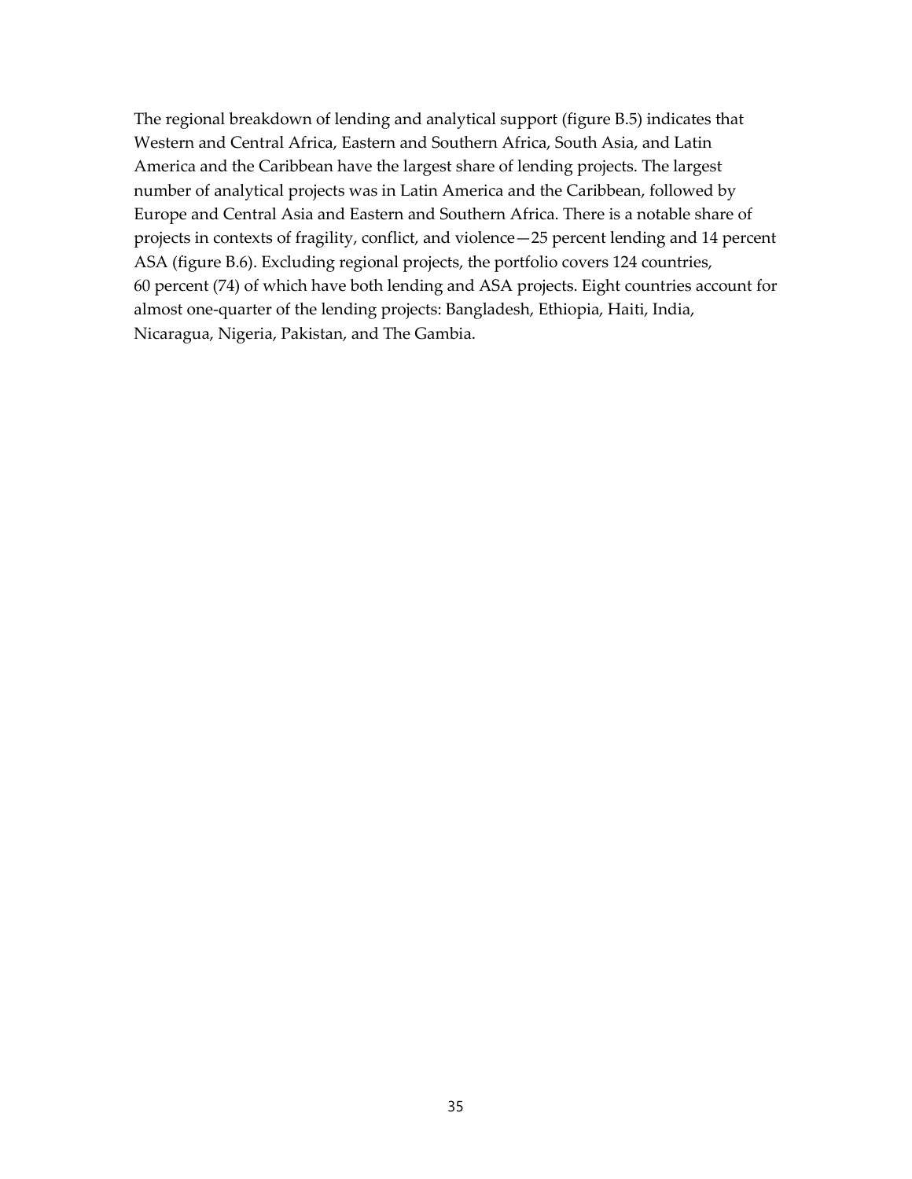The regional breakdown of lending and analytical support (figure B.5) indicates that Western and Central Africa, Eastern and Southern Africa, South Asia, and Latin America and the Caribbean have the largest share of lending projects. The largest number of analytical projects was in Latin America and the Caribbean, followed by Europe and Central Asia and Eastern and Southern Africa. There is a notable share of projects in contexts of fragility, conflict, and violence—25 percent lending and 14 percent ASA (figure B.6). Excluding regional projects, the portfolio covers 124 countries, 60 percent (74) of which have both lending and ASA projects. Eight countries account for almost one-quarter of the lending projects: Bangladesh, Ethiopia, Haiti, India, Nicaragua, Nigeria, Pakistan, and The Gambia.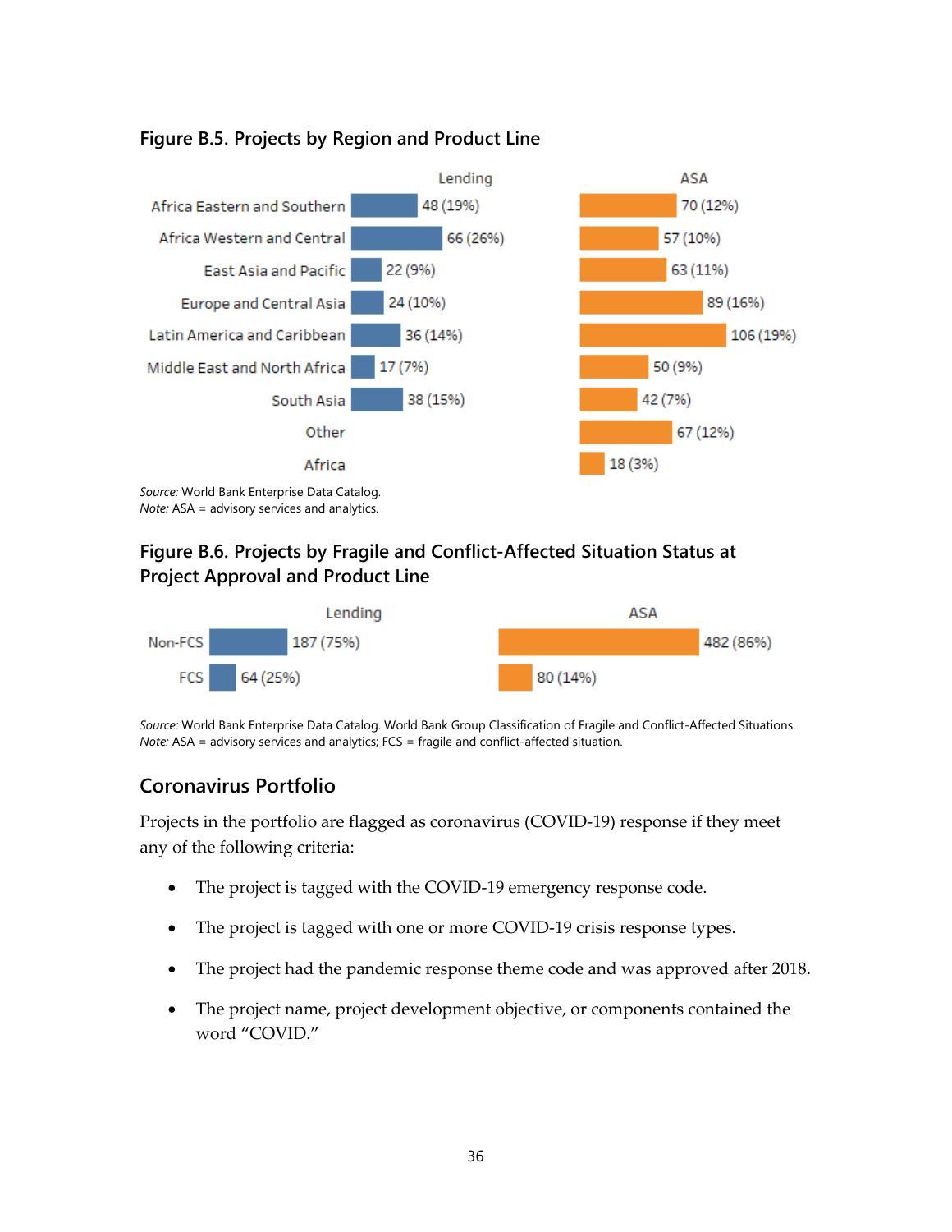### Figure B.5. Projects by Region and Product Line

| Region | Lending | ASA |
|---|---|---|
| Africa Eastern and Southern | 48 (19%) | 70 (12%) |
| Africa Western and Central | 66 (26%) | 57 (10%) |
| East Asia and Pacific | 22 (9%) | 63 (11%) |
| Europe and Central Asia | 24 (10%) | 89 (16%) |
| Latin America and Caribbean | 36 (14%) | 106 (19%) |
| Middle East and North Africa | 17 (7%) | 50 (9%) |
| South Asia | 38 (15%) | 42 (7%) |
| Other | | 67 (12%) |
| Africa | | 18 (3%) |

*Source:* World Bank Enterprise Data Catalog.
*Note:* ASA = advisory services and analytics.

### Figure B.6. Projects by Fragile and Conflict-Affected Situation Status at Project Approval and Product Line

| Status | Lending | ASA |
|---|---|---|
| Non-FCS | 187 (75%) | 482 (86%) |
| FCS | 64 (25%) | 80 (14%) |

*Source:* World Bank Enterprise Data Catalog. World Bank Group Classification of Fragile and Conflict-Affected Situations.
*Note:* ASA = advisory services and analytics; FCS = fragile and conflict-affected situation.

## Coronavirus Portfolio

Projects in the portfolio are flagged as coronavirus (COVID-19) response if they meet any of the following criteria:

- The project is tagged with the COVID-19 emergency response code.
- The project is tagged with one or more COVID-19 crisis response types.
- The project had the pandemic response theme code and was approved after 2018.
- The project name, project development objective, or components contained the word "COVID."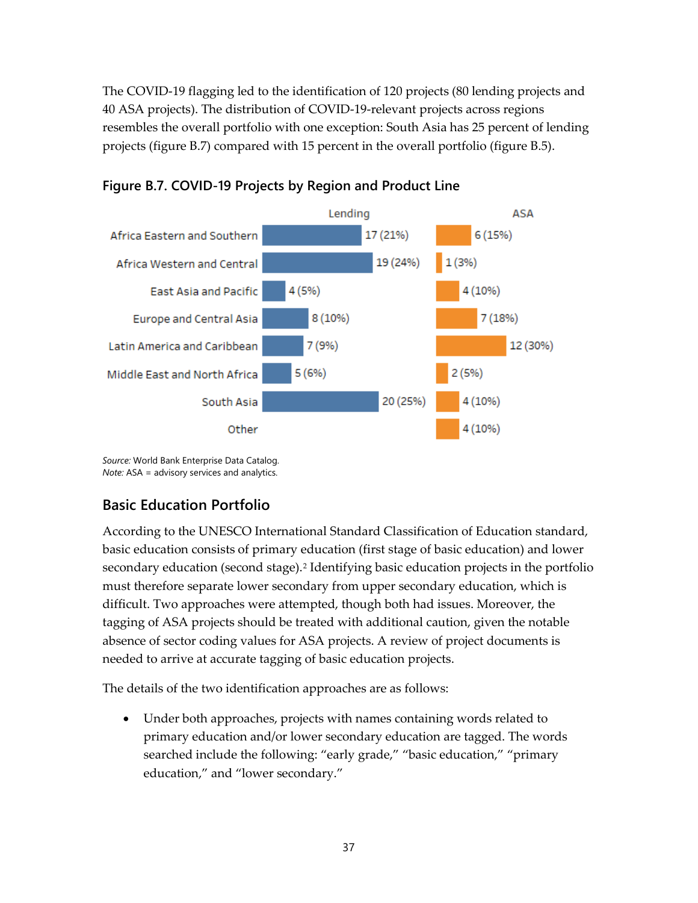The COVID-19 flagging led to the identification of 120 projects (80 lending projects and 40 ASA projects). The distribution of COVID-19-relevant projects across regions resembles the overall portfolio with one exception: South Asia has 25 percent of lending projects (figure B.7) compared with 15 percent in the overall portfolio (figure B.5).

### Figure B.7. COVID-19 Projects by Region and Product Line

| Region | Lending | ASA |
|---|---|---|
| Africa Eastern and Southern | 17 (21%) | 6 (15%) |
| Africa Western and Central | 19 (24%) | 1 (3%) |
| East Asia and Pacific | 4 (5%) | 4 (10%) |
| Europe and Central Asia | 8 (10%) | 7 (18%) |
| Latin America and Caribbean | 7 (9%) | 12 (30%) |
| Middle East and North Africa | 5 (6%) | 2 (5%) |
| South Asia | 20 (25%) | 4 (10%) |
| Other | | 4 (10%) |

*Source:* World Bank Enterprise Data Catalog.
*Note:* ASA = advisory services and analytics.

## Basic Education Portfolio

According to the UNESCO International Standard Classification of Education standard, basic education consists of primary education (first stage of basic education) and lower secondary education (second stage).[2] Identifying basic education projects in the portfolio must therefore separate lower secondary from upper secondary education, which is difficult. Two approaches were attempted, though both had issues. Moreover, the tagging of ASA projects should be treated with additional caution, given the notable absence of sector coding values for ASA projects. A review of project documents is needed to arrive at accurate tagging of basic education projects.

The details of the two identification approaches are as follows:

- Under both approaches, projects with names containing words related to primary education and/or lower secondary education are tagged. The words searched include the following: "early grade," "basic education," "primary education," and "lower secondary."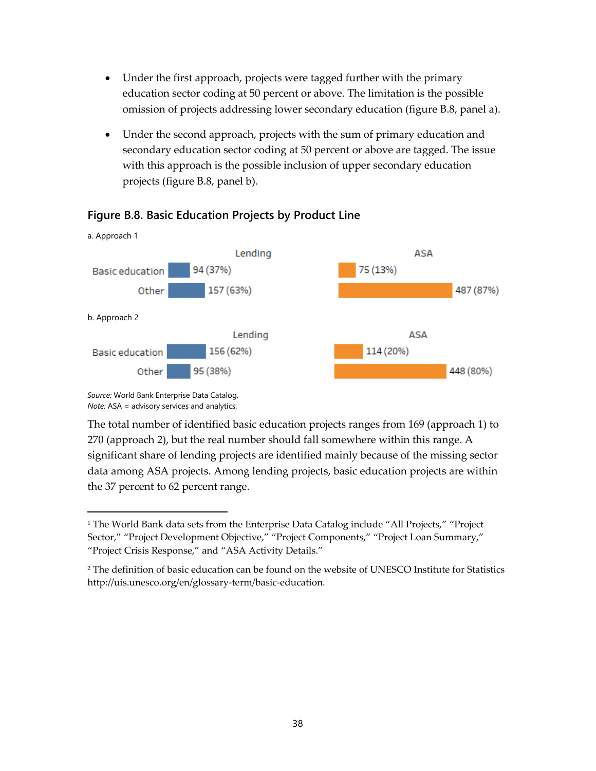- Under the first approach, projects were tagged further with the primary education sector coding at 50 percent or above. The limitation is the possible omission of projects addressing lower secondary education (figure B.8, panel a).
- Under the second approach, projects with the sum of primary education and secondary education sector coding at 50 percent or above are tagged. The issue with this approach is the possible inclusion of upper secondary education projects (figure B.8, panel b).

### Figure B.8. Basic Education Projects by Product Line

a. Approach 1

| | Lending | ASA |
|---|---|---|
| Basic education | 94 (37%) | 75 (13%) |
| Other | 157 (63%) | 487 (87%) |

b. Approach 2

| | Lending | ASA |
|---|---|---|
| Basic education | 156 (62%) | 114 (20%) |
| Other | 95 (38%) | 448 (80%) |

*Source:* World Bank Enterprise Data Catalog.
*Note:* ASA = advisory services and analytics.

The total number of identified basic education projects ranges from 169 (approach 1) to 270 (approach 2), but the real number should fall somewhere within this range. A significant share of lending projects are identified mainly because of the missing sector data among ASA projects. Among lending projects, basic education projects are within the 37 percent to 62 percent range.

---

[1] The World Bank data sets from the Enterprise Data Catalog include "All Projects," "Project Sector," "Project Development Objective," "Project Components," "Project Loan Summary," "Project Crisis Response," and "ASA Activity Details."

[2] The definition of basic education can be found on the website of UNESCO Institute for Statistics http://uis.unesco.org/en/glossary-term/basic-education.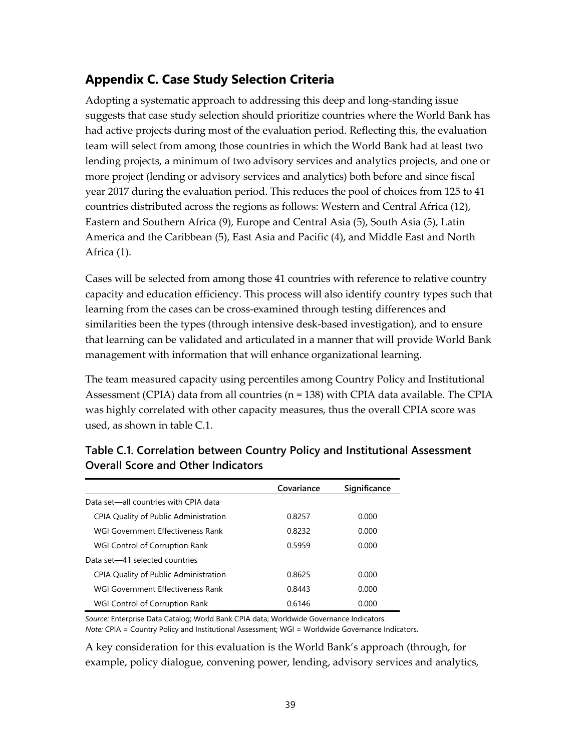## Appendix C. Case Study Selection Criteria

Adopting a systematic approach to addressing this deep and long-standing issue suggests that case study selection should prioritize countries where the World Bank has had active projects during most of the evaluation period. Reflecting this, the evaluation team will select from among those countries in which the World Bank had at least two lending projects, a minimum of two advisory services and analytics projects, and one or more project (lending or advisory services and analytics) both before and since fiscal year 2017 during the evaluation period. This reduces the pool of choices from 125 to 41 countries distributed across the regions as follows: Western and Central Africa (12), Eastern and Southern Africa (9), Europe and Central Asia (5), South Asia (5), Latin America and the Caribbean (5), East Asia and Pacific (4), and Middle East and North Africa (1).

Cases will be selected from among those 41 countries with reference to relative country capacity and education efficiency. This process will also identify country types such that learning from the cases can be cross-examined through testing differences and similarities been the types (through intensive desk-based investigation), and to ensure that learning can be validated and articulated in a manner that will provide World Bank management with information that will enhance organizational learning.

The team measured capacity using percentiles among Country Policy and Institutional Assessment (CPIA) data from all countries (n = 138) with CPIA data available. The CPIA was highly correlated with other capacity measures, thus the overall CPIA score was used, as shown in table C.1.

**Table C.1. Correlation between Country Policy and Institutional Assessment Overall Score and Other Indicators**

| | Covariance | Significance |
|---|---|---|
| Data set—all countries with CPIA data | | |
| CPIA Quality of Public Administration | 0.8257 | 0.000 |
| WGI Government Effectiveness Rank | 0.8232 | 0.000 |
| WGI Control of Corruption Rank | 0.5959 | 0.000 |
| Data set—41 selected countries | | |
| CPIA Quality of Public Administration | 0.8625 | 0.000 |
| WGI Government Effectiveness Rank | 0.8443 | 0.000 |
| WGI Control of Corruption Rank | 0.6146 | 0.000 |

*Source:* Enterprise Data Catalog; World Bank CPIA data; Worldwide Governance Indicators.
*Note:* CPIA = Country Policy and Institutional Assessment; WGI = Worldwide Governance Indicators.

A key consideration for this evaluation is the World Bank's approach (through, for example, policy dialogue, convening power, lending, advisory services and analytics,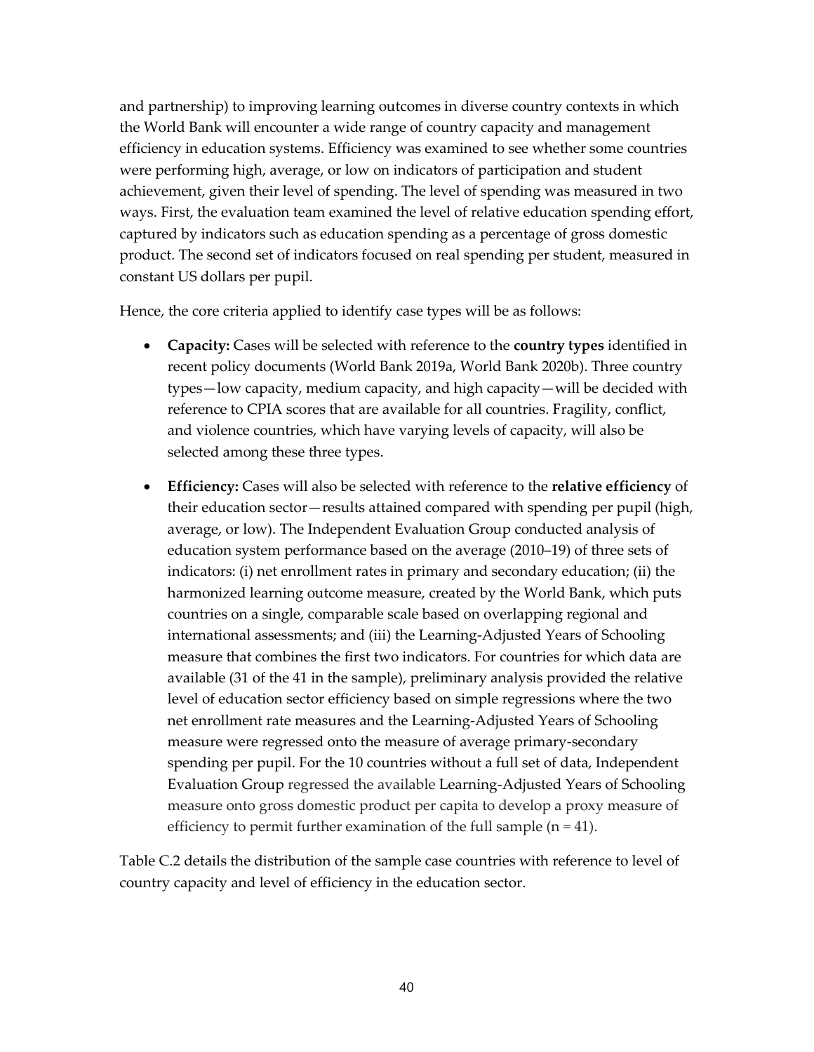and partnership) to improving learning outcomes in diverse country contexts in which the World Bank will encounter a wide range of country capacity and management efficiency in education systems. Efficiency was examined to see whether some countries were performing high, average, or low on indicators of participation and student achievement, given their level of spending. The level of spending was measured in two ways. First, the evaluation team examined the level of relative education spending effort, captured by indicators such as education spending as a percentage of gross domestic product. The second set of indicators focused on real spending per student, measured in constant US dollars per pupil.

Hence, the core criteria applied to identify case types will be as follows:

- **Capacity:** Cases will be selected with reference to the **country types** identified in recent policy documents (World Bank 2019a, World Bank 2020b). Three country types—low capacity, medium capacity, and high capacity—will be decided with reference to CPIA scores that are available for all countries. Fragility, conflict, and violence countries, which have varying levels of capacity, will also be selected among these three types.
- **Efficiency:** Cases will also be selected with reference to the **relative efficiency** of their education sector—results attained compared with spending per pupil (high, average, or low). The Independent Evaluation Group conducted analysis of education system performance based on the average (2010–19) of three sets of indicators: (i) net enrollment rates in primary and secondary education; (ii) the harmonized learning outcome measure, created by the World Bank, which puts countries on a single, comparable scale based on overlapping regional and international assessments; and (iii) the Learning-Adjusted Years of Schooling measure that combines the first two indicators. For countries for which data are available (31 of the 41 in the sample), preliminary analysis provided the relative level of education sector efficiency based on simple regressions where the two net enrollment rate measures and the Learning-Adjusted Years of Schooling measure were regressed onto the measure of average primary-secondary spending per pupil. For the 10 countries without a full set of data, Independent Evaluation Group regressed the available Learning-Adjusted Years of Schooling measure onto gross domestic product per capita to develop a proxy measure of efficiency to permit further examination of the full sample (n = 41).

Table C.2 details the distribution of the sample case countries with reference to level of country capacity and level of efficiency in the education sector.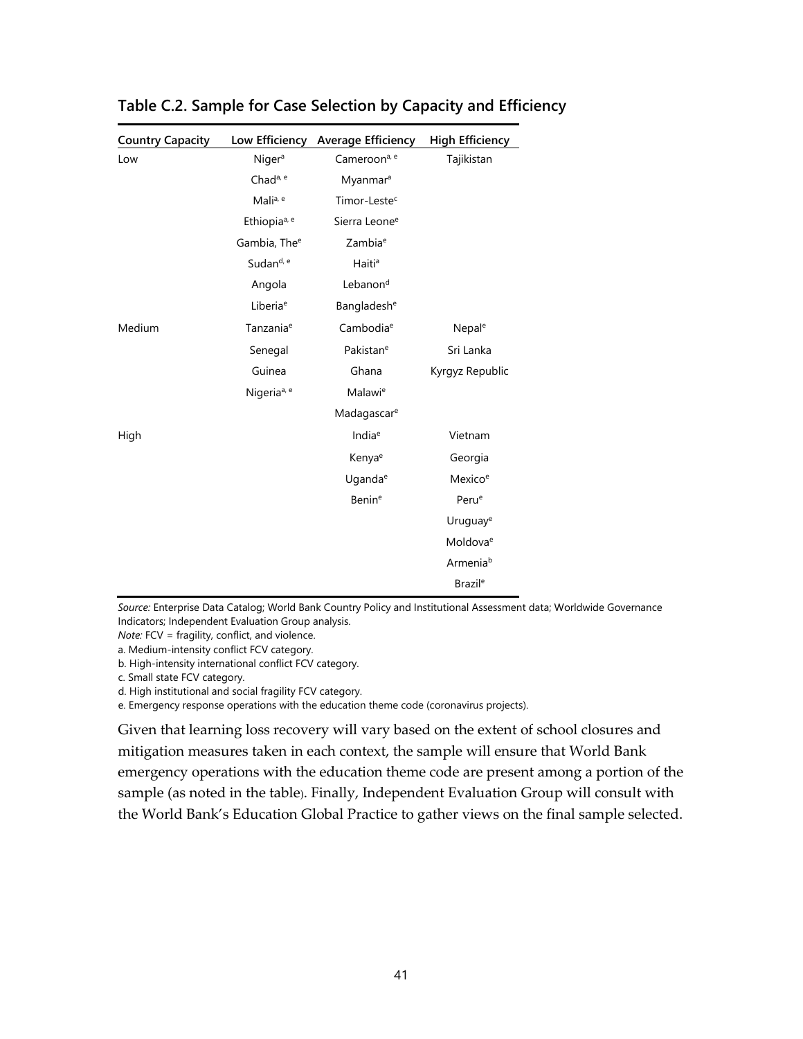**Table C.2. Sample for Case Selection by Capacity and Efficiency**

| Country Capacity | Low Efficiency | Average Efficiency | High Efficiency |
|---|---|---|---|
| Low | Niger[a] | Cameroon[a, e] | Tajikistan |
| | Chad[a, e] | Myanmar[a] | |
| | Mali[a, e] | Timor-Leste[c] | |
| | Ethiopia[a, e] | Sierra Leone[e] | |
| | Gambia, The[e] | Zambia[e] | |
| | Sudan[d, e] | Haiti[a] | |
| | Angola | Lebanon[d] | |
| | Liberia[e] | Bangladesh[e] | |
| Medium | Tanzania[e] | Cambodia[e] | Nepal[e] |
| | Senegal | Pakistan[e] | Sri Lanka |
| | Guinea | Ghana | Kyrgyz Republic |
| | Nigeria[a, e] | Malawi[e] | |
| | | Madagascar[e] | |
| High | | India[e] | Vietnam |
| | | Kenya[e] | Georgia |
| | | Uganda[e] | Mexico[e] |
| | | Benin[e] | Peru[e] |
| | | | Uruguay[e] |
| | | | Moldova[e] |
| | | | Armenia[b] |
| | | | Brazil[e] |

*Source:* Enterprise Data Catalog; World Bank Country Policy and Institutional Assessment data; Worldwide Governance Indicators; Independent Evaluation Group analysis.

*Note:* FCV = fragility, conflict, and violence.

a. Medium-intensity conflict FCV category.

b. High-intensity international conflict FCV category.

c. Small state FCV category.

d. High institutional and social fragility FCV category.

e. Emergency response operations with the education theme code (coronavirus projects).

Given that learning loss recovery will vary based on the extent of school closures and mitigation measures taken in each context, the sample will ensure that World Bank emergency operations with the education theme code are present among a portion of the sample (as noted in the table). Finally, Independent Evaluation Group will consult with the World Bank's Education Global Practice to gather views on the final sample selected.